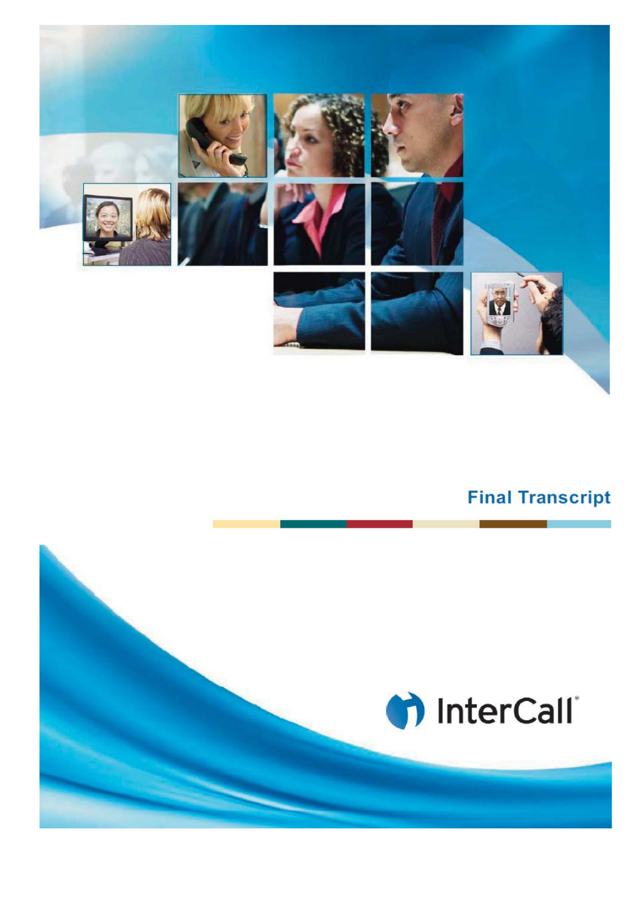# Final Transcript

InterCall®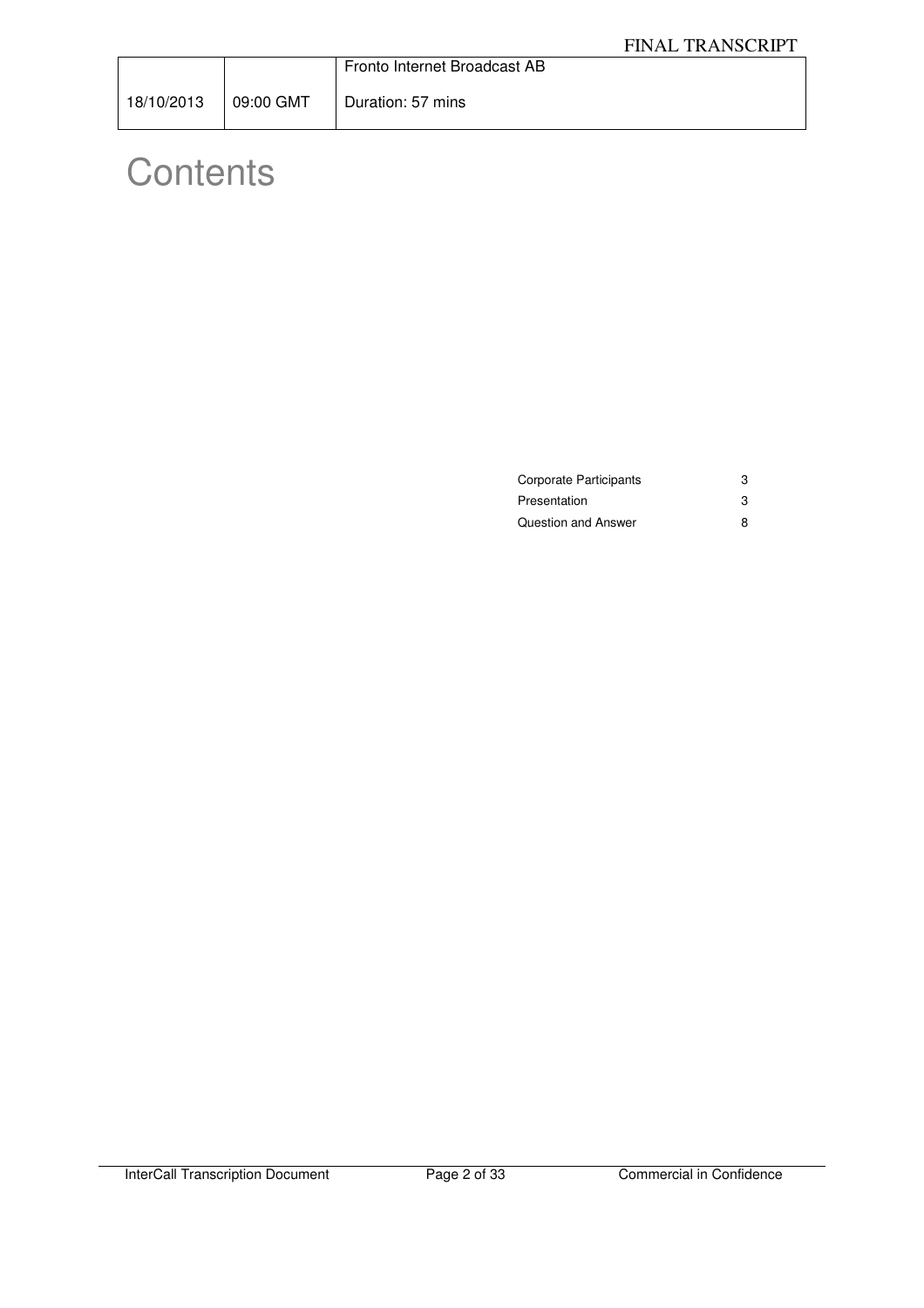# Contents

| | |
|---|---|
| Corporate Participants | 3 |
| Presentation | 3 |
| Question and Answer | 8 |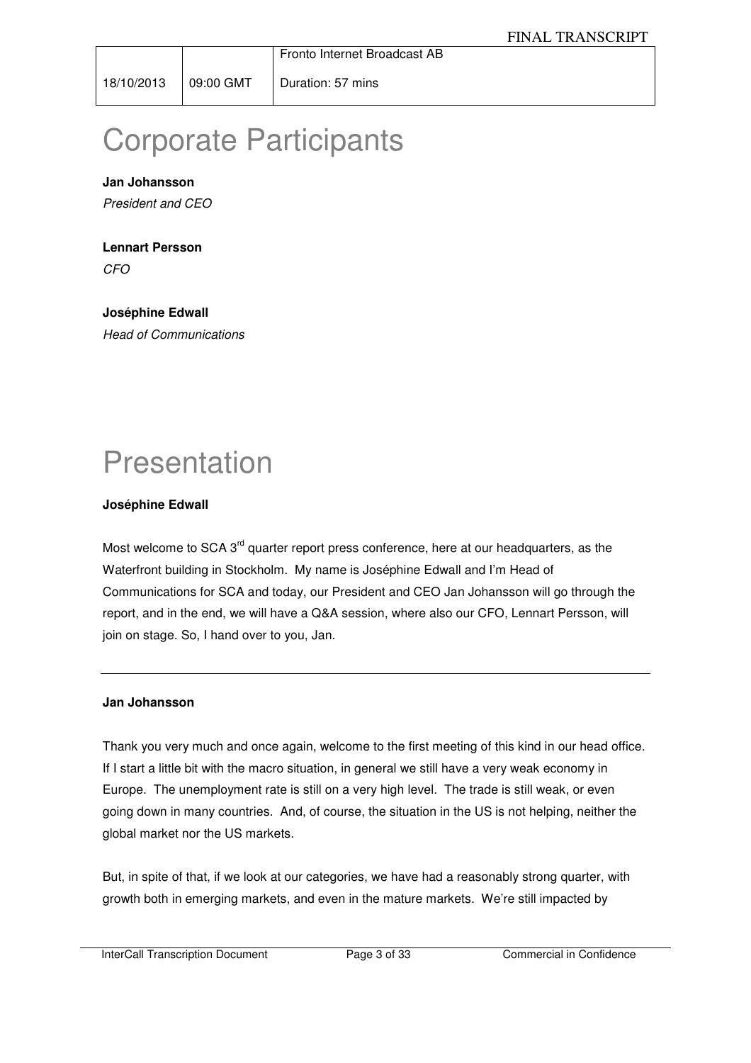| | | Fronto Internet Broadcast AB |
|---|---|---|
| 18/10/2013 | 09:00 GMT | Duration: 57 mins |

# Corporate Participants

**Jan Johansson**
*President and CEO*

**Lennart Persson**
*CFO*

**Joséphine Edwall**
*Head of Communications*

# Presentation

**Joséphine Edwall**

Most welcome to SCA 3rd quarter report press conference, here at our headquarters, as the Waterfront building in Stockholm. My name is Joséphine Edwall and I'm Head of Communications for SCA and today, our President and CEO Jan Johansson will go through the report, and in the end, we will have a Q&A session, where also our CFO, Lennart Persson, will join on stage. So, I hand over to you, Jan.

---

**Jan Johansson**

Thank you very much and once again, welcome to the first meeting of this kind in our head office. If I start a little bit with the macro situation, in general we still have a very weak economy in Europe. The unemployment rate is still on a very high level. The trade is still weak, or even going down in many countries. And, of course, the situation in the US is not helping, neither the global market nor the US markets.

But, in spite of that, if we look at our categories, we have had a reasonably strong quarter, with growth both in emerging markets, and even in the mature markets. We're still impacted by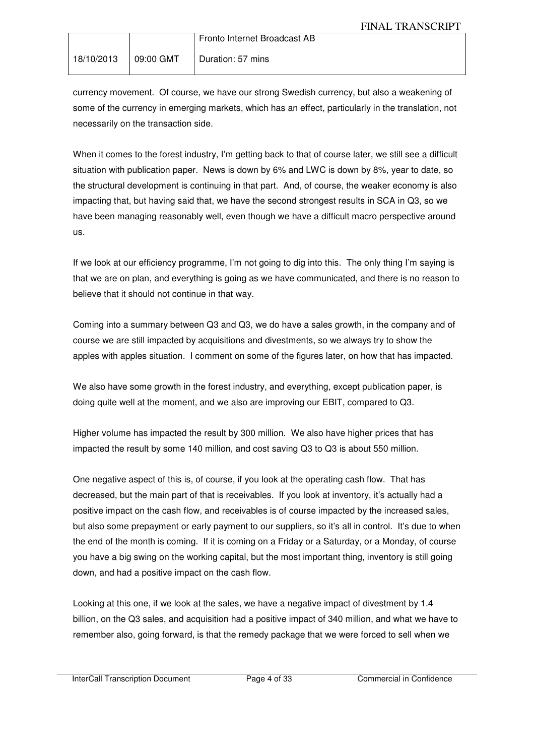currency movement. Of course, we have our strong Swedish currency, but also a weakening of some of the currency in emerging markets, which has an effect, particularly in the translation, not necessarily on the transaction side.

When it comes to the forest industry, I'm getting back to that of course later, we still see a difficult situation with publication paper. News is down by 6% and LWC is down by 8%, year to date, so the structural development is continuing in that part. And, of course, the weaker economy is also impacting that, but having said that, we have the second strongest results in SCA in Q3, so we have been managing reasonably well, even though we have a difficult macro perspective around us.

If we look at our efficiency programme, I'm not going to dig into this. The only thing I'm saying is that we are on plan, and everything is going as we have communicated, and there is no reason to believe that it should not continue in that way.

Coming into a summary between Q3 and Q3, we do have a sales growth, in the company and of course we are still impacted by acquisitions and divestments, so we always try to show the apples with apples situation. I comment on some of the figures later, on how that has impacted.

We also have some growth in the forest industry, and everything, except publication paper, is doing quite well at the moment, and we also are improving our EBIT, compared to Q3.

Higher volume has impacted the result by 300 million. We also have higher prices that has impacted the result by some 140 million, and cost saving Q3 to Q3 is about 550 million.

One negative aspect of this is, of course, if you look at the operating cash flow. That has decreased, but the main part of that is receivables. If you look at inventory, it's actually had a positive impact on the cash flow, and receivables is of course impacted by the increased sales, but also some prepayment or early payment to our suppliers, so it's all in control. It's due to when the end of the month is coming. If it is coming on a Friday or a Saturday, or a Monday, of course you have a big swing on the working capital, but the most important thing, inventory is still going down, and had a positive impact on the cash flow.

Looking at this one, if we look at the sales, we have a negative impact of divestment by 1.4 billion, on the Q3 sales, and acquisition had a positive impact of 340 million, and what we have to remember also, going forward, is that the remedy package that we were forced to sell when we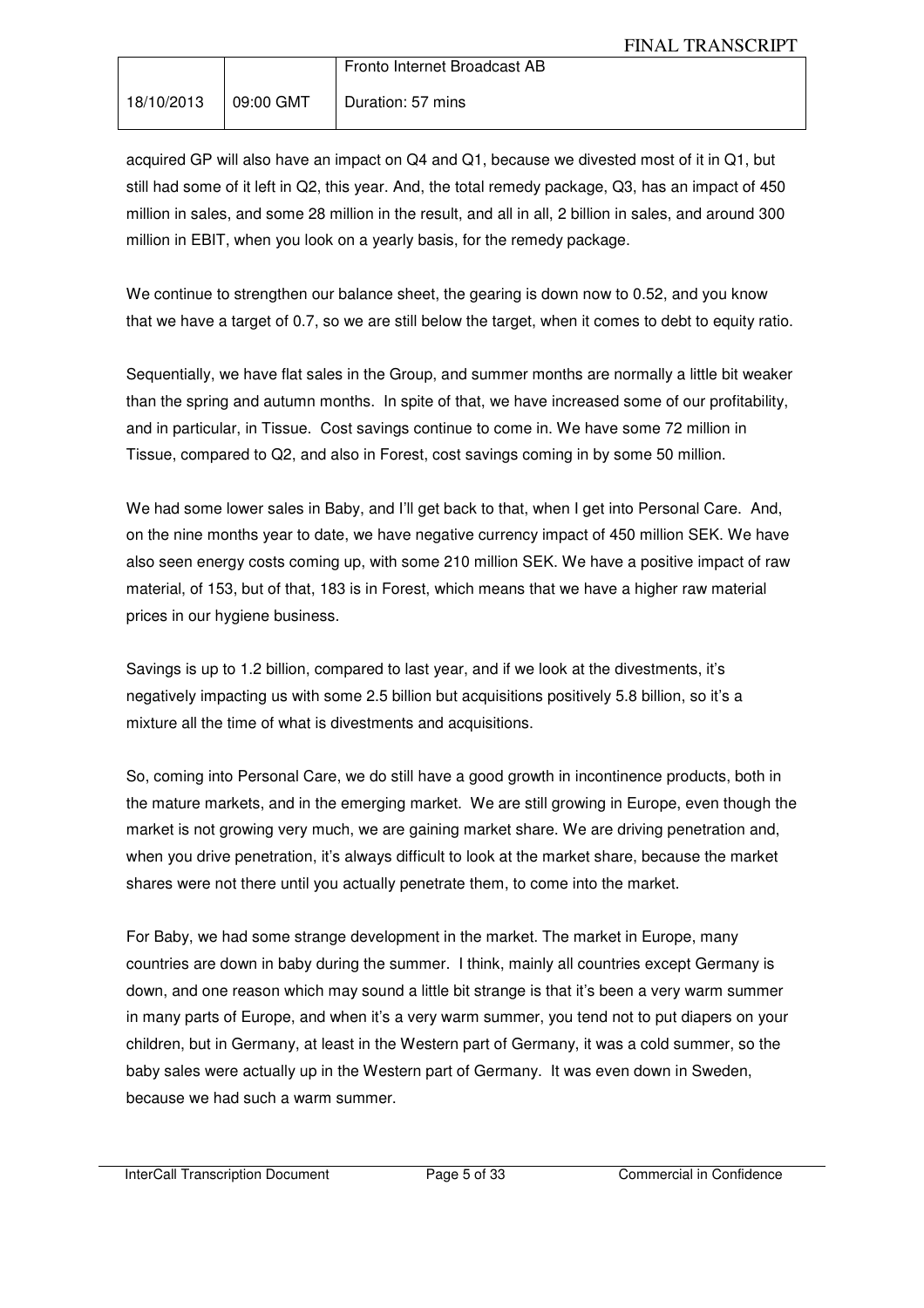acquired GP will also have an impact on Q4 and Q1, because we divested most of it in Q1, but still had some of it left in Q2, this year. And, the total remedy package, Q3, has an impact of 450 million in sales, and some 28 million in the result, and all in all, 2 billion in sales, and around 300 million in EBIT, when you look on a yearly basis, for the remedy package.

We continue to strengthen our balance sheet, the gearing is down now to 0.52, and you know that we have a target of 0.7, so we are still below the target, when it comes to debt to equity ratio.

Sequentially, we have flat sales in the Group, and summer months are normally a little bit weaker than the spring and autumn months. In spite of that, we have increased some of our profitability, and in particular, in Tissue. Cost savings continue to come in. We have some 72 million in Tissue, compared to Q2, and also in Forest, cost savings coming in by some 50 million.

We had some lower sales in Baby, and I'll get back to that, when I get into Personal Care. And, on the nine months year to date, we have negative currency impact of 450 million SEK. We have also seen energy costs coming up, with some 210 million SEK. We have a positive impact of raw material, of 153, but of that, 183 is in Forest, which means that we have a higher raw material prices in our hygiene business.

Savings is up to 1.2 billion, compared to last year, and if we look at the divestments, it's negatively impacting us with some 2.5 billion but acquisitions positively 5.8 billion, so it's a mixture all the time of what is divestments and acquisitions.

So, coming into Personal Care, we do still have a good growth in incontinence products, both in the mature markets, and in the emerging market. We are still growing in Europe, even though the market is not growing very much, we are gaining market share. We are driving penetration and, when you drive penetration, it's always difficult to look at the market share, because the market shares were not there until you actually penetrate them, to come into the market.

For Baby, we had some strange development in the market. The market in Europe, many countries are down in baby during the summer. I think, mainly all countries except Germany is down, and one reason which may sound a little bit strange is that it's been a very warm summer in many parts of Europe, and when it's a very warm summer, you tend not to put diapers on your children, but in Germany, at least in the Western part of Germany, it was a cold summer, so the baby sales were actually up in the Western part of Germany. It was even down in Sweden, because we had such a warm summer.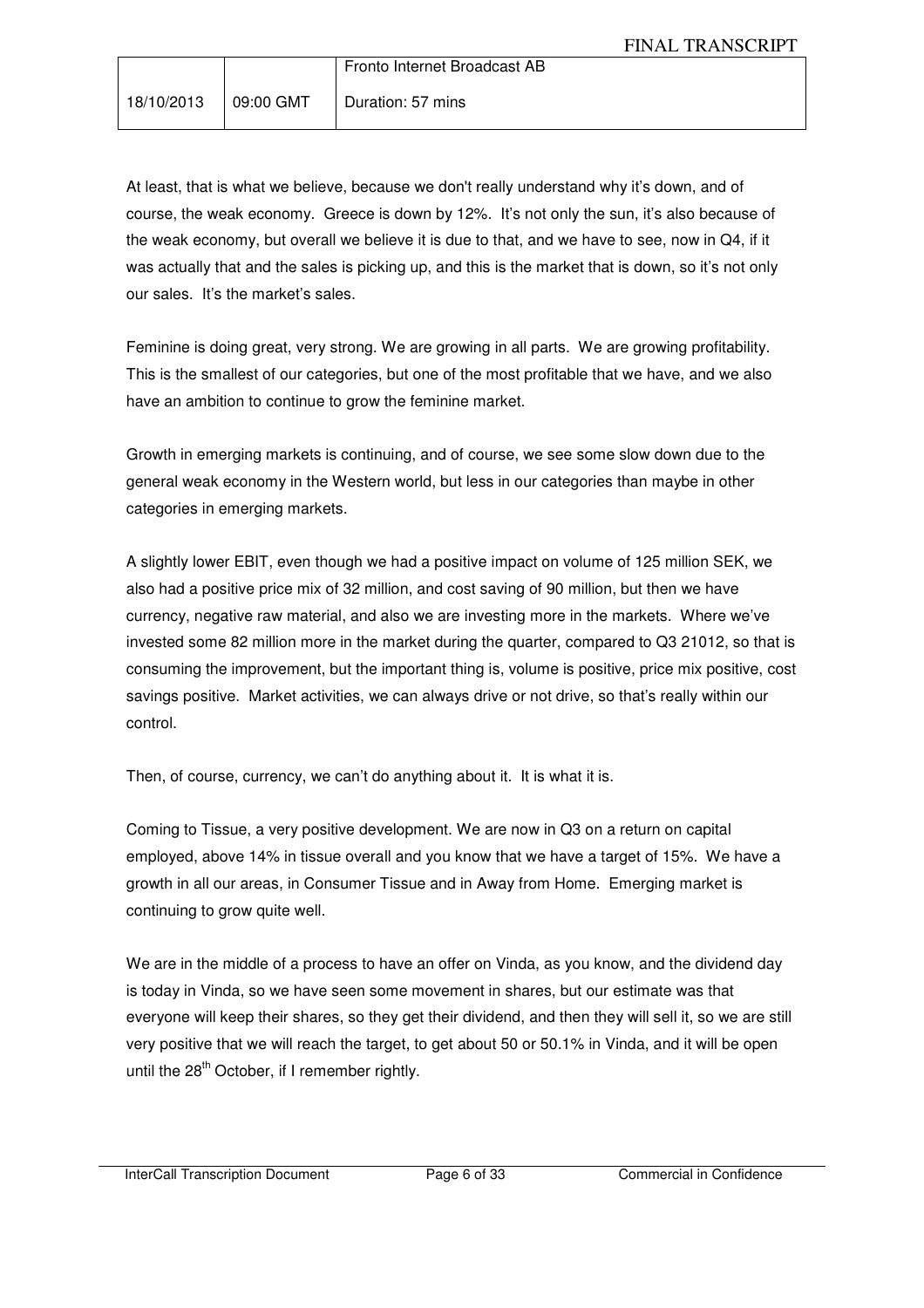At least, that is what we believe, because we don't really understand why it's down, and of course, the weak economy. Greece is down by 12%. It's not only the sun, it's also because of the weak economy, but overall we believe it is due to that, and we have to see, now in Q4, if it was actually that and the sales is picking up, and this is the market that is down, so it's not only our sales. It's the market's sales.

Feminine is doing great, very strong. We are growing in all parts. We are growing profitability. This is the smallest of our categories, but one of the most profitable that we have, and we also have an ambition to continue to grow the feminine market.

Growth in emerging markets is continuing, and of course, we see some slow down due to the general weak economy in the Western world, but less in our categories than maybe in other categories in emerging markets.

A slightly lower EBIT, even though we had a positive impact on volume of 125 million SEK, we also had a positive price mix of 32 million, and cost saving of 90 million, but then we have currency, negative raw material, and also we are investing more in the markets. Where we've invested some 82 million more in the market during the quarter, compared to Q3 21012, so that is consuming the improvement, but the important thing is, volume is positive, price mix positive, cost savings positive. Market activities, we can always drive or not drive, so that's really within our control.

Then, of course, currency, we can't do anything about it. It is what it is.

Coming to Tissue, a very positive development. We are now in Q3 on a return on capital employed, above 14% in tissue overall and you know that we have a target of 15%. We have a growth in all our areas, in Consumer Tissue and in Away from Home. Emerging market is continuing to grow quite well.

We are in the middle of a process to have an offer on Vinda, as you know, and the dividend day is today in Vinda, so we have seen some movement in shares, but our estimate was that everyone will keep their shares, so they get their dividend, and then they will sell it, so we are still very positive that we will reach the target, to get about 50 or 50.1% in Vinda, and it will be open until the 28th October, if I remember rightly.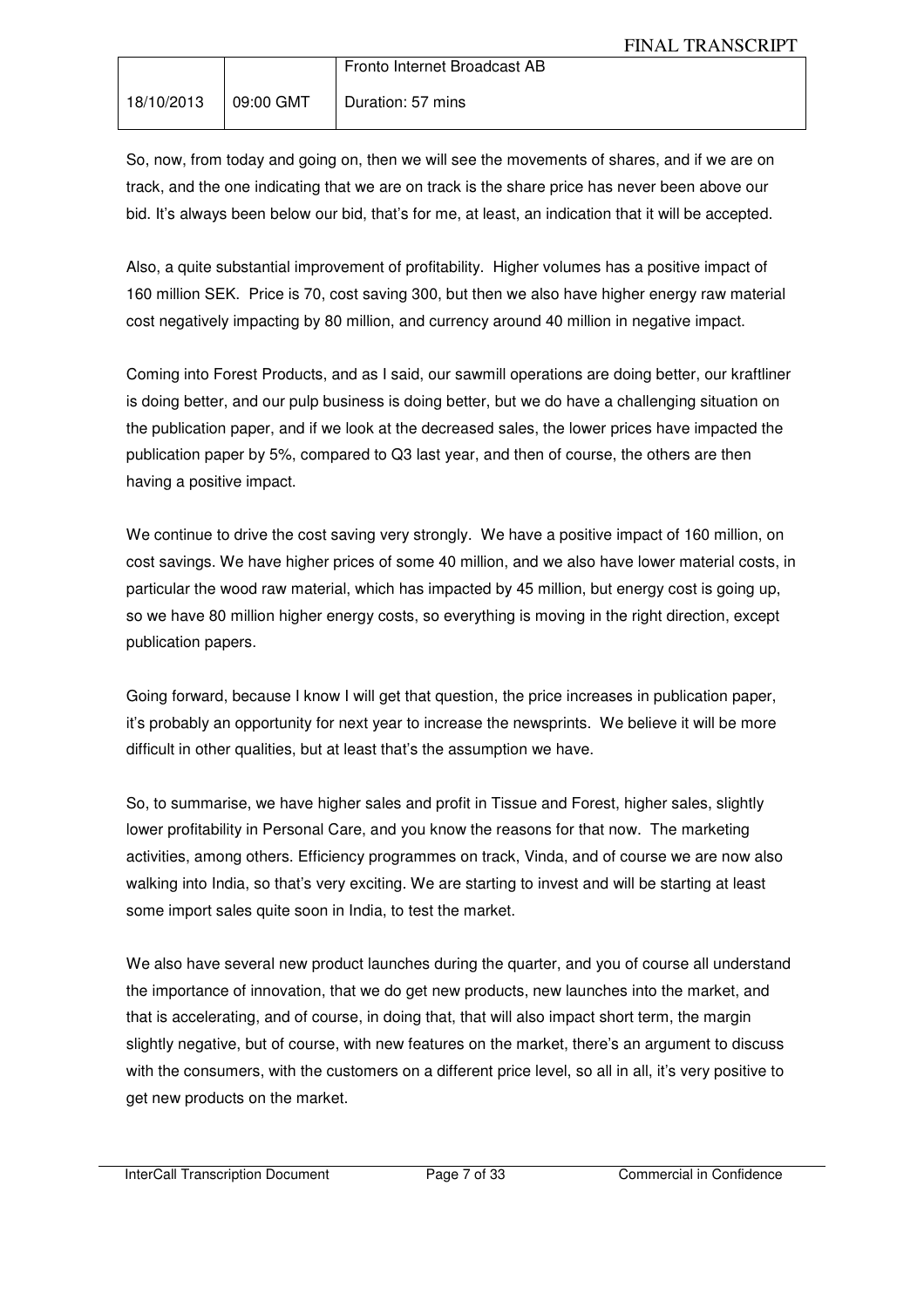So, now, from today and going on, then we will see the movements of shares, and if we are on track, and the one indicating that we are on track is the share price has never been above our bid. It's always been below our bid, that's for me, at least, an indication that it will be accepted.

Also, a quite substantial improvement of profitability. Higher volumes has a positive impact of 160 million SEK. Price is 70, cost saving 300, but then we also have higher energy raw material cost negatively impacting by 80 million, and currency around 40 million in negative impact.

Coming into Forest Products, and as I said, our sawmill operations are doing better, our kraftliner is doing better, and our pulp business is doing better, but we do have a challenging situation on the publication paper, and if we look at the decreased sales, the lower prices have impacted the publication paper by 5%, compared to Q3 last year, and then of course, the others are then having a positive impact.

We continue to drive the cost saving very strongly. We have a positive impact of 160 million, on cost savings. We have higher prices of some 40 million, and we also have lower material costs, in particular the wood raw material, which has impacted by 45 million, but energy cost is going up, so we have 80 million higher energy costs, so everything is moving in the right direction, except publication papers.

Going forward, because I know I will get that question, the price increases in publication paper, it's probably an opportunity for next year to increase the newsprints. We believe it will be more difficult in other qualities, but at least that's the assumption we have.

So, to summarise, we have higher sales and profit in Tissue and Forest, higher sales, slightly lower profitability in Personal Care, and you know the reasons for that now. The marketing activities, among others. Efficiency programmes on track, Vinda, and of course we are now also walking into India, so that's very exciting. We are starting to invest and will be starting at least some import sales quite soon in India, to test the market.

We also have several new product launches during the quarter, and you of course all understand the importance of innovation, that we do get new products, new launches into the market, and that is accelerating, and of course, in doing that, that will also impact short term, the margin slightly negative, but of course, with new features on the market, there's an argument to discuss with the consumers, with the customers on a different price level, so all in all, it's very positive to get new products on the market.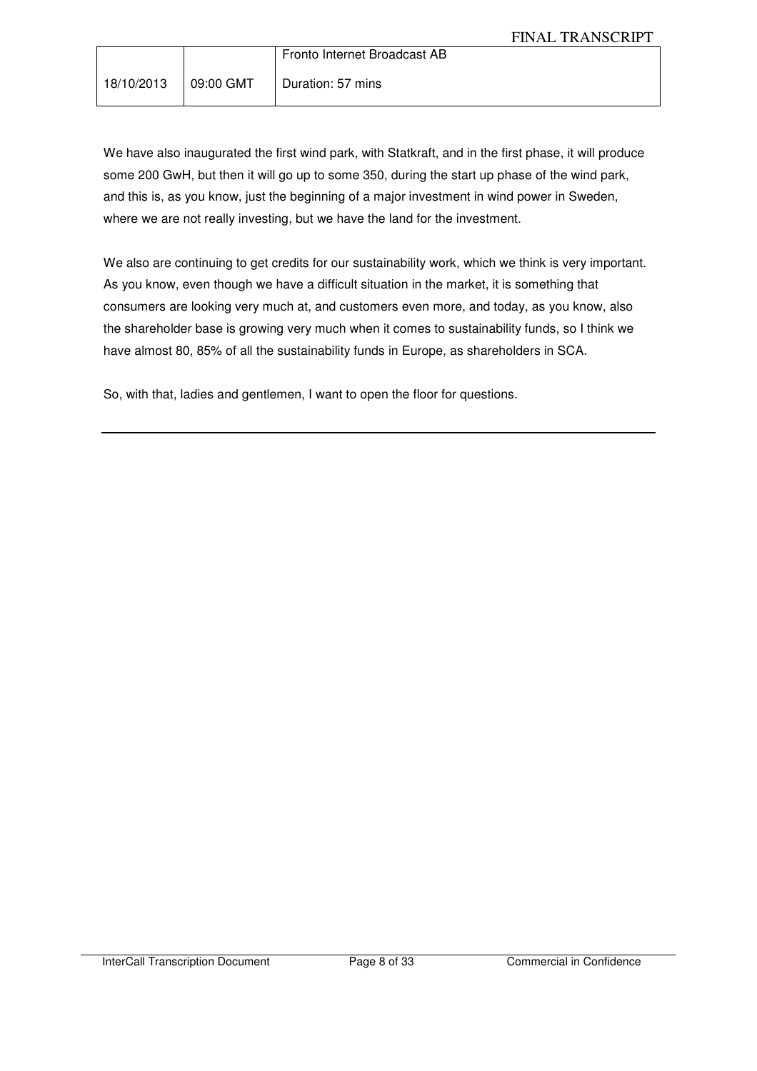We have also inaugurated the first wind park, with Statkraft, and in the first phase, it will produce some 200 GwH, but then it will go up to some 350, during the start up phase of the wind park, and this is, as you know, just the beginning of a major investment in wind power in Sweden, where we are not really investing, but we have the land for the investment.

We also are continuing to get credits for our sustainability work, which we think is very important. As you know, even though we have a difficult situation in the market, it is something that consumers are looking very much at, and customers even more, and today, as you know, also the shareholder base is growing very much when it comes to sustainability funds, so I think we have almost 80, 85% of all the sustainability funds in Europe, as shareholders in SCA.

So, with that, ladies and gentlemen, I want to open the floor for questions.

---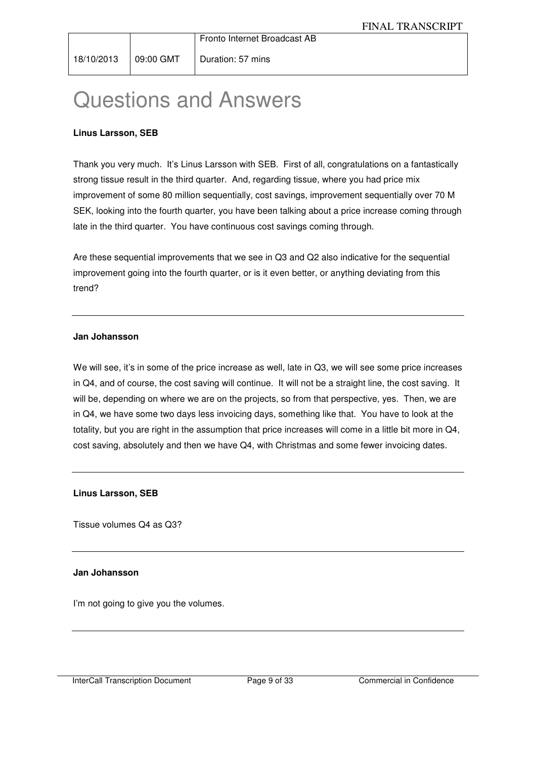# Questions and Answers

**Linus Larsson, SEB**

Thank you very much. It's Linus Larsson with SEB. First of all, congratulations on a fantastically strong tissue result in the third quarter. And, regarding tissue, where you had price mix improvement of some 80 million sequentially, cost savings, improvement sequentially over 70 M SEK, looking into the fourth quarter, you have been talking about a price increase coming through late in the third quarter. You have continuous cost savings coming through.

Are these sequential improvements that we see in Q3 and Q2 also indicative for the sequential improvement going into the fourth quarter, or is it even better, or anything deviating from this trend?

---

**Jan Johansson**

We will see, it's in some of the price increase as well, late in Q3, we will see some price increases in Q4, and of course, the cost saving will continue. It will not be a straight line, the cost saving. It will be, depending on where we are on the projects, so from that perspective, yes. Then, we are in Q4, we have some two days less invoicing days, something like that. You have to look at the totality, but you are right in the assumption that price increases will come in a little bit more in Q4, cost saving, absolutely and then we have Q4, with Christmas and some fewer invoicing dates.

---

**Linus Larsson, SEB**

Tissue volumes Q4 as Q3?

---

**Jan Johansson**

I'm not going to give you the volumes.

---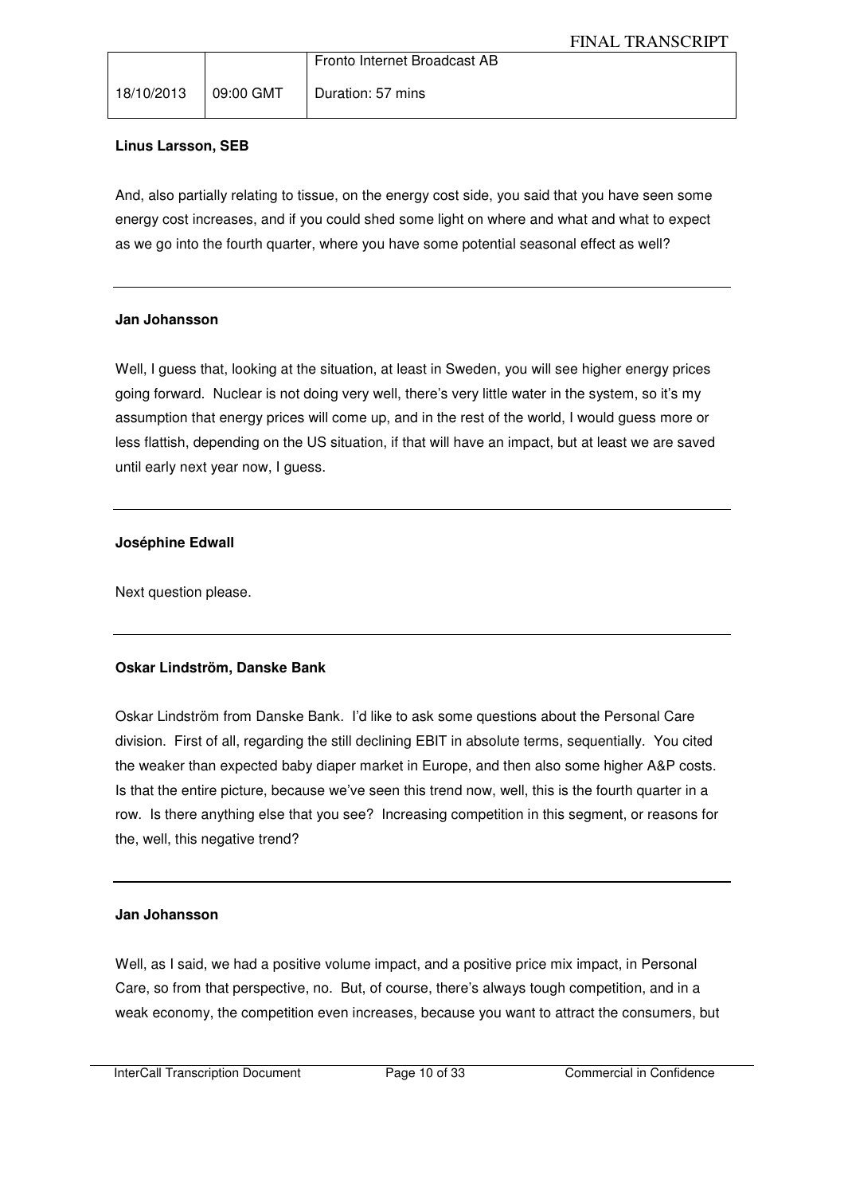**Linus Larsson, SEB**

And, also partially relating to tissue, on the energy cost side, you said that you have seen some energy cost increases, and if you could shed some light on where and what and what to expect as we go into the fourth quarter, where you have some potential seasonal effect as well?

---

**Jan Johansson**

Well, I guess that, looking at the situation, at least in Sweden, you will see higher energy prices going forward. Nuclear is not doing very well, there's very little water in the system, so it's my assumption that energy prices will come up, and in the rest of the world, I would guess more or less flattish, depending on the US situation, if that will have an impact, but at least we are saved until early next year now, I guess.

---

**Joséphine Edwall**

Next question please.

---

**Oskar Lindström, Danske Bank**

Oskar Lindström from Danske Bank. I'd like to ask some questions about the Personal Care division. First of all, regarding the still declining EBIT in absolute terms, sequentially. You cited the weaker than expected baby diaper market in Europe, and then also some higher A&P costs. Is that the entire picture, because we've seen this trend now, well, this is the fourth quarter in a row. Is there anything else that you see? Increasing competition in this segment, or reasons for the, well, this negative trend?

---

**Jan Johansson**

Well, as I said, we had a positive volume impact, and a positive price mix impact, in Personal Care, so from that perspective, no. But, of course, there's always tough competition, and in a weak economy, the competition even increases, because you want to attract the consumers, but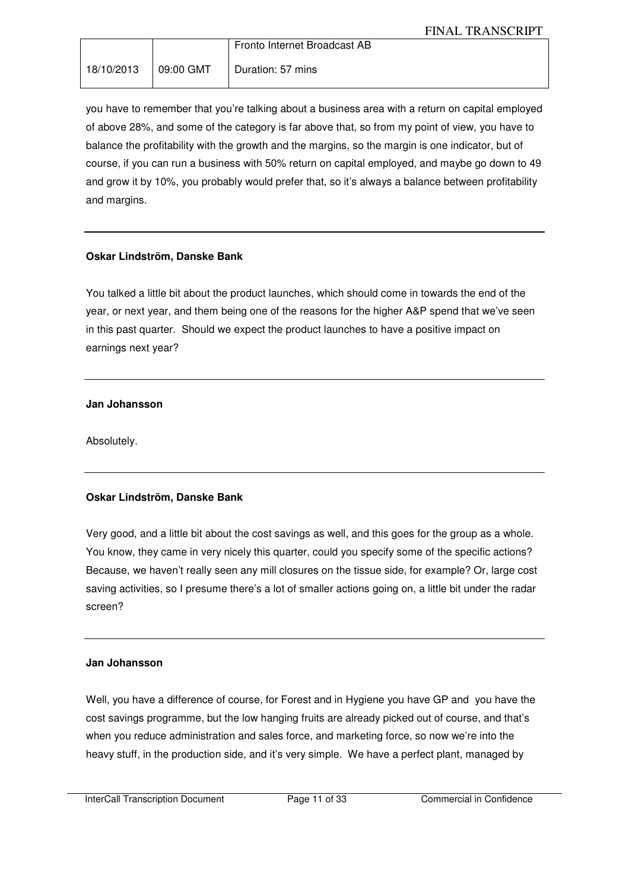you have to remember that you're talking about a business area with a return on capital employed of above 28%, and some of the category is far above that, so from my point of view, you have to balance the profitability with the growth and the margins, so the margin is one indicator, but of course, if you can run a business with 50% return on capital employed, and maybe go down to 49 and grow it by 10%, you probably would prefer that, so it's always a balance between profitability and margins.

---

**Oskar Lindström, Danske Bank**

You talked a little bit about the product launches, which should come in towards the end of the year, or next year, and them being one of the reasons for the higher A&P spend that we've seen in this past quarter. Should we expect the product launches to have a positive impact on earnings next year?

---

**Jan Johansson**

Absolutely.

---

**Oskar Lindström, Danske Bank**

Very good, and a little bit about the cost savings as well, and this goes for the group as a whole. You know, they came in very nicely this quarter, could you specify some of the specific actions? Because, we haven't really seen any mill closures on the tissue side, for example? Or, large cost saving activities, so I presume there's a lot of smaller actions going on, a little bit under the radar screen?

---

**Jan Johansson**

Well, you have a difference of course, for Forest and in Hygiene you have GP and you have the cost savings programme, but the low hanging fruits are already picked out of course, and that's when you reduce administration and sales force, and marketing force, so now we're into the heavy stuff, in the production side, and it's very simple. We have a perfect plant, managed by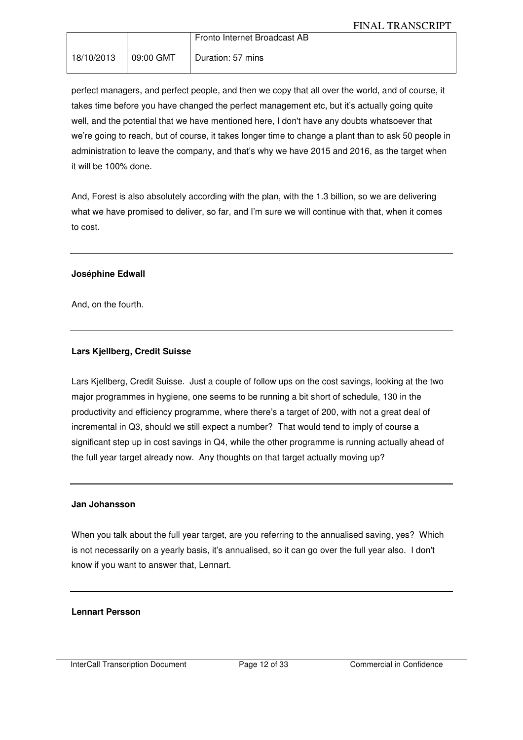perfect managers, and perfect people, and then we copy that all over the world, and of course, it takes time before you have changed the perfect management etc, but it's actually going quite well, and the potential that we have mentioned here, I don't have any doubts whatsoever that we're going to reach, but of course, it takes longer time to change a plant than to ask 50 people in administration to leave the company, and that's why we have 2015 and 2016, as the target when it will be 100% done.

And, Forest is also absolutely according with the plan, with the 1.3 billion, so we are delivering what we have promised to deliver, so far, and I'm sure we will continue with that, when it comes to cost.

---

**Joséphine Edwall**

And, on the fourth.

---

**Lars Kjellberg, Credit Suisse**

Lars Kjellberg, Credit Suisse. Just a couple of follow ups on the cost savings, looking at the two major programmes in hygiene, one seems to be running a bit short of schedule, 130 in the productivity and efficiency programme, where there's a target of 200, with not a great deal of incremental in Q3, should we still expect a number? That would tend to imply of course a significant step up in cost savings in Q4, while the other programme is running actually ahead of the full year target already now. Any thoughts on that target actually moving up?

---

**Jan Johansson**

When you talk about the full year target, are you referring to the annualised saving, yes? Which is not necessarily on a yearly basis, it's annualised, so it can go over the full year also. I don't know if you want to answer that, Lennart.

---

**Lennart Persson**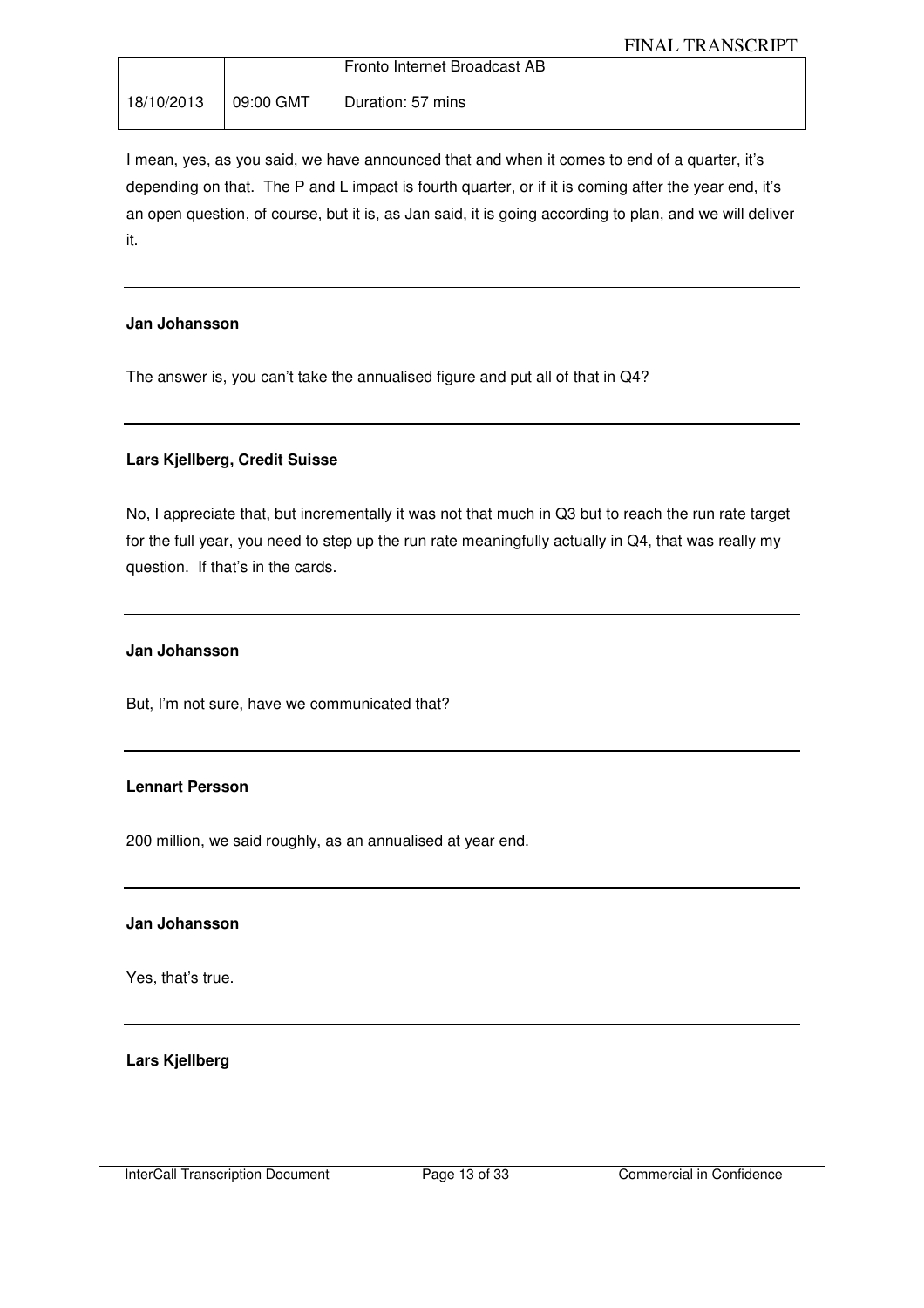I mean, yes, as you said, we have announced that and when it comes to end of a quarter, it's depending on that. The P and L impact is fourth quarter, or if it is coming after the year end, it's an open question, of course, but it is, as Jan said, it is going according to plan, and we will deliver it.

---

**Jan Johansson**

The answer is, you can't take the annualised figure and put all of that in Q4?

---

**Lars Kjellberg, Credit Suisse**

No, I appreciate that, but incrementally it was not that much in Q3 but to reach the run rate target for the full year, you need to step up the run rate meaningfully actually in Q4, that was really my question. If that's in the cards.

---

**Jan Johansson**

But, I'm not sure, have we communicated that?

---

**Lennart Persson**

200 million, we said roughly, as an annualised at year end.

---

**Jan Johansson**

Yes, that's true.

---

**Lars Kjellberg**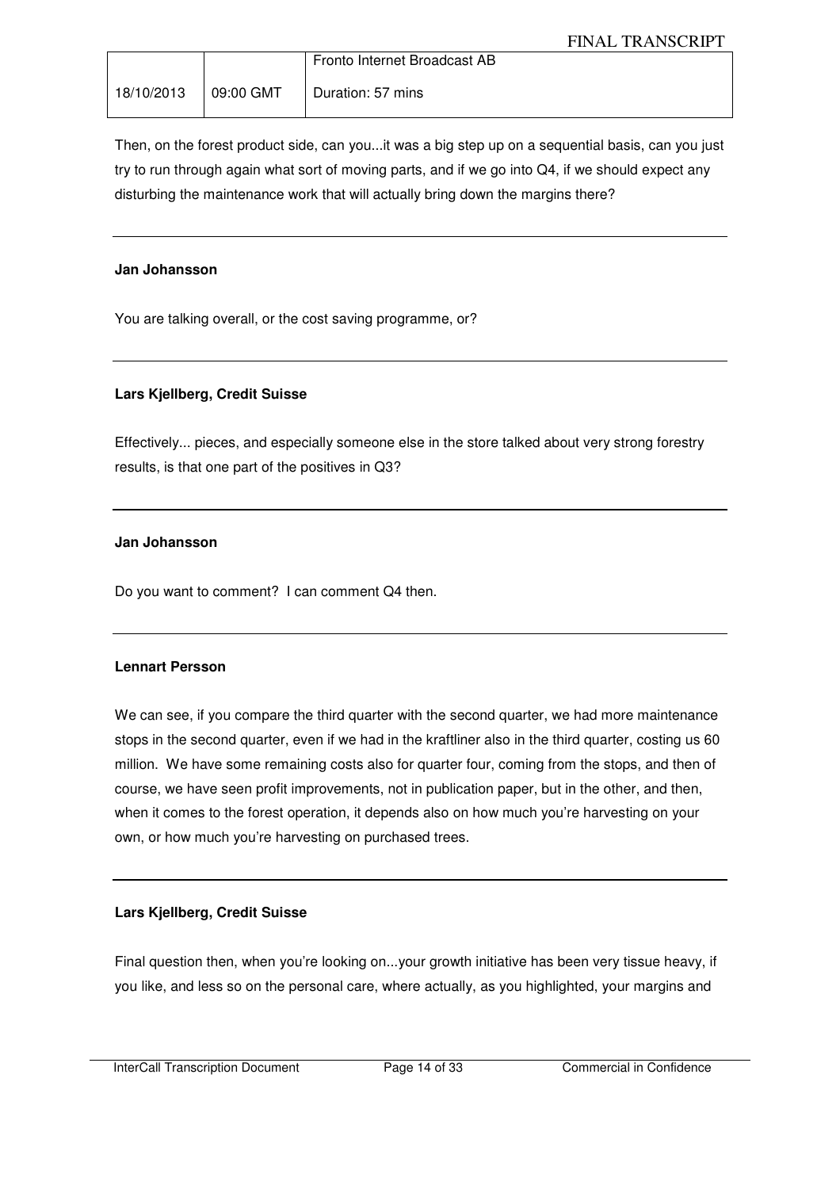Then, on the forest product side, can you...it was a big step up on a sequential basis, can you just try to run through again what sort of moving parts, and if we go into Q4, if we should expect any disturbing the maintenance work that will actually bring down the margins there?

---

**Jan Johansson**

You are talking overall, or the cost saving programme, or?

---

**Lars Kjellberg, Credit Suisse**

Effectively... pieces, and especially someone else in the store talked about very strong forestry results, is that one part of the positives in Q3?

---

**Jan Johansson**

Do you want to comment? I can comment Q4 then.

---

**Lennart Persson**

We can see, if you compare the third quarter with the second quarter, we had more maintenance stops in the second quarter, even if we had in the kraftliner also in the third quarter, costing us 60 million. We have some remaining costs also for quarter four, coming from the stops, and then of course, we have seen profit improvements, not in publication paper, but in the other, and then, when it comes to the forest operation, it depends also on how much you're harvesting on your own, or how much you're harvesting on purchased trees.

---

**Lars Kjellberg, Credit Suisse**

Final question then, when you're looking on...your growth initiative has been very tissue heavy, if you like, and less so on the personal care, where actually, as you highlighted, your margins and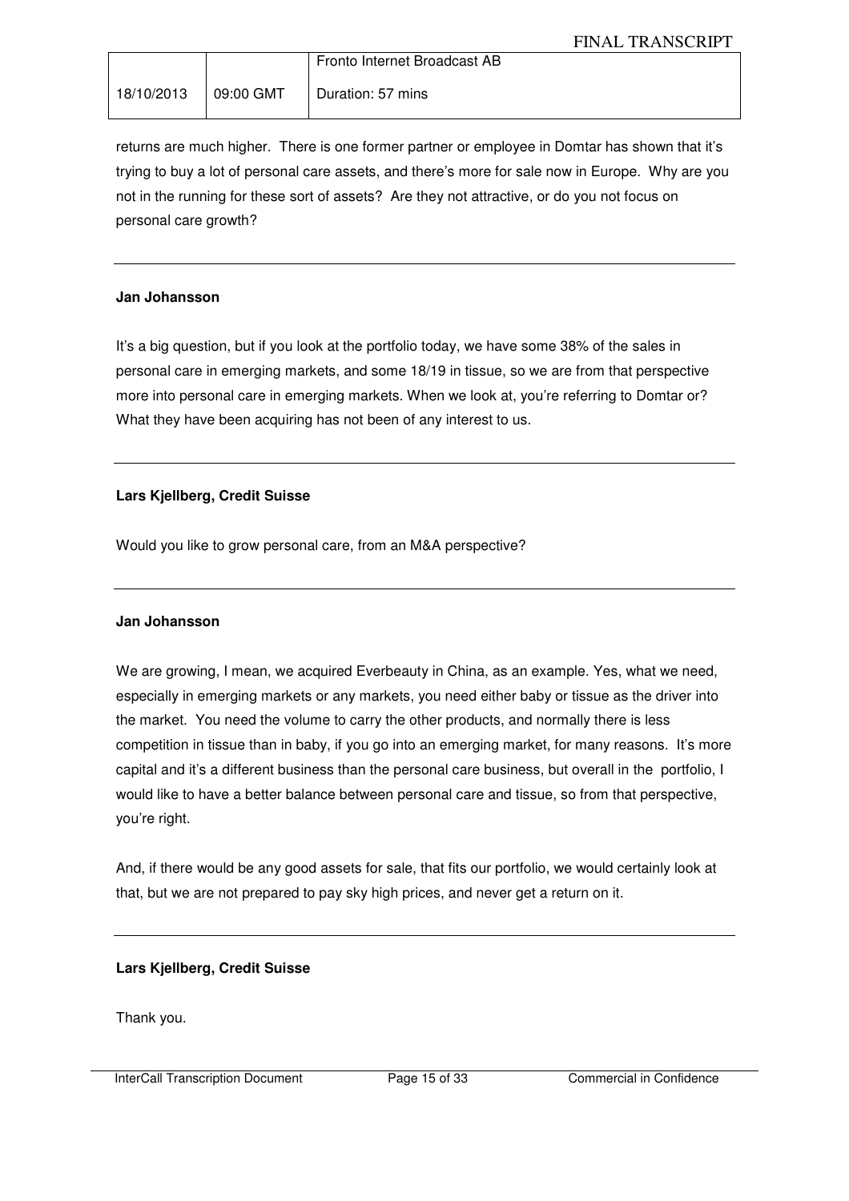returns are much higher. There is one former partner or employee in Domtar has shown that it's trying to buy a lot of personal care assets, and there's more for sale now in Europe. Why are you not in the running for these sort of assets? Are they not attractive, or do you not focus on personal care growth?

---

**Jan Johansson**

It's a big question, but if you look at the portfolio today, we have some 38% of the sales in personal care in emerging markets, and some 18/19 in tissue, so we are from that perspective more into personal care in emerging markets. When we look at, you're referring to Domtar or? What they have been acquiring has not been of any interest to us.

---

**Lars Kjellberg, Credit Suisse**

Would you like to grow personal care, from an M&A perspective?

---

**Jan Johansson**

We are growing, I mean, we acquired Everbeauty in China, as an example. Yes, what we need, especially in emerging markets or any markets, you need either baby or tissue as the driver into the market. You need the volume to carry the other products, and normally there is less competition in tissue than in baby, if you go into an emerging market, for many reasons. It's more capital and it's a different business than the personal care business, but overall in the portfolio, I would like to have a better balance between personal care and tissue, so from that perspective, you're right.

And, if there would be any good assets for sale, that fits our portfolio, we would certainly look at that, but we are not prepared to pay sky high prices, and never get a return on it.

---

**Lars Kjellberg, Credit Suisse**

Thank you.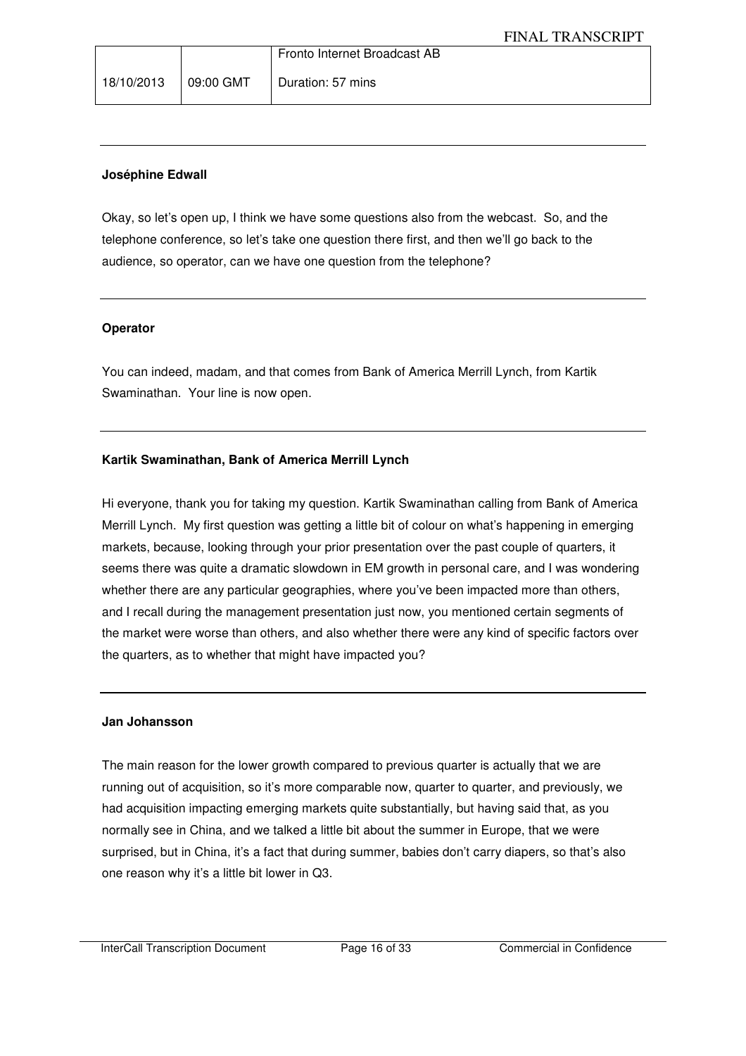**Joséphine Edwall**

Okay, so let's open up, I think we have some questions also from the webcast. So, and the telephone conference, so let's take one question there first, and then we'll go back to the audience, so operator, can we have one question from the telephone?

---

**Operator**

You can indeed, madam, and that comes from Bank of America Merrill Lynch, from Kartik Swaminathan. Your line is now open.

---

**Kartik Swaminathan, Bank of America Merrill Lynch**

Hi everyone, thank you for taking my question. Kartik Swaminathan calling from Bank of America Merrill Lynch. My first question was getting a little bit of colour on what's happening in emerging markets, because, looking through your prior presentation over the past couple of quarters, it seems there was quite a dramatic slowdown in EM growth in personal care, and I was wondering whether there are any particular geographies, where you've been impacted more than others, and I recall during the management presentation just now, you mentioned certain segments of the market were worse than others, and also whether there were any kind of specific factors over the quarters, as to whether that might have impacted you?

---

**Jan Johansson**

The main reason for the lower growth compared to previous quarter is actually that we are running out of acquisition, so it's more comparable now, quarter to quarter, and previously, we had acquisition impacting emerging markets quite substantially, but having said that, as you normally see in China, and we talked a little bit about the summer in Europe, that we were surprised, but in China, it's a fact that during summer, babies don't carry diapers, so that's also one reason why it's a little bit lower in Q3.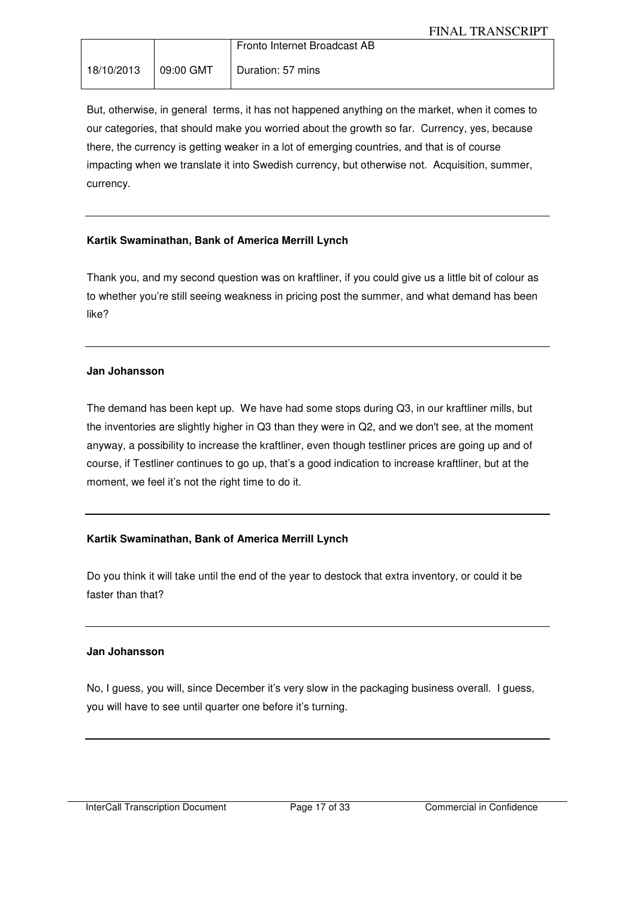But, otherwise, in general terms, it has not happened anything on the market, when it comes to our categories, that should make you worried about the growth so far. Currency, yes, because there, the currency is getting weaker in a lot of emerging countries, and that is of course impacting when we translate it into Swedish currency, but otherwise not. Acquisition, summer, currency.

---

**Kartik Swaminathan, Bank of America Merrill Lynch**

Thank you, and my second question was on kraftliner, if you could give us a little bit of colour as to whether you're still seeing weakness in pricing post the summer, and what demand has been like?

---

**Jan Johansson**

The demand has been kept up. We have had some stops during Q3, in our kraftliner mills, but the inventories are slightly higher in Q3 than they were in Q2, and we don't see, at the moment anyway, a possibility to increase the kraftliner, even though testliner prices are going up and of course, if Testliner continues to go up, that's a good indication to increase kraftliner, but at the moment, we feel it's not the right time to do it.

---

**Kartik Swaminathan, Bank of America Merrill Lynch**

Do you think it will take until the end of the year to destock that extra inventory, or could it be faster than that?

---

**Jan Johansson**

No, I guess, you will, since December it's very slow in the packaging business overall. I guess, you will have to see until quarter one before it's turning.

---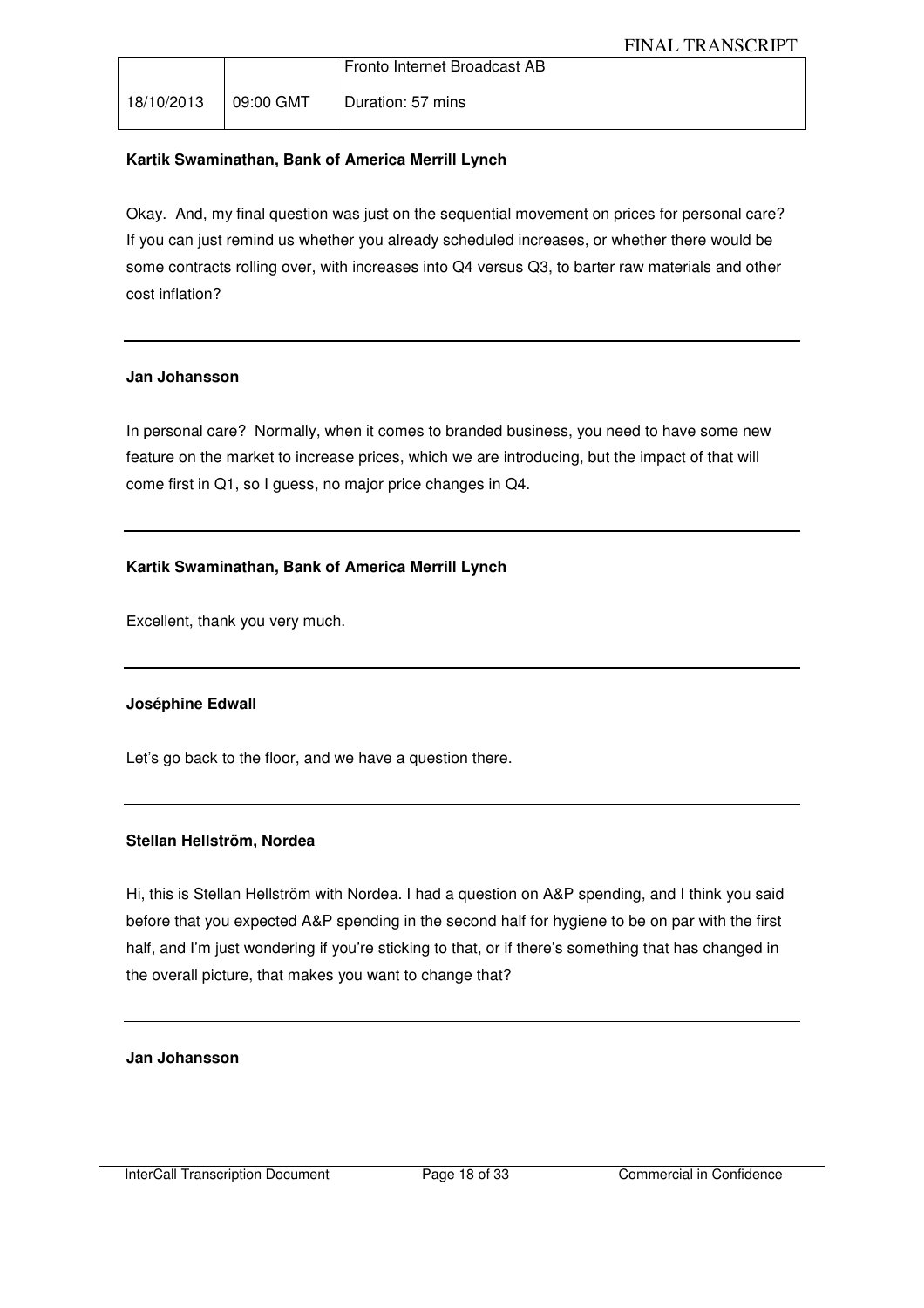**Kartik Swaminathan, Bank of America Merrill Lynch**

Okay. And, my final question was just on the sequential movement on prices for personal care? If you can just remind us whether you already scheduled increases, or whether there would be some contracts rolling over, with increases into Q4 versus Q3, to barter raw materials and other cost inflation?

---

**Jan Johansson**

In personal care? Normally, when it comes to branded business, you need to have some new feature on the market to increase prices, which we are introducing, but the impact of that will come first in Q1, so I guess, no major price changes in Q4.

---

**Kartik Swaminathan, Bank of America Merrill Lynch**

Excellent, thank you very much.

---

**Joséphine Edwall**

Let's go back to the floor, and we have a question there.

---

**Stellan Hellström, Nordea**

Hi, this is Stellan Hellström with Nordea. I had a question on A&P spending, and I think you said before that you expected A&P spending in the second half for hygiene to be on par with the first half, and I'm just wondering if you're sticking to that, or if there's something that has changed in the overall picture, that makes you want to change that?

---

**Jan Johansson**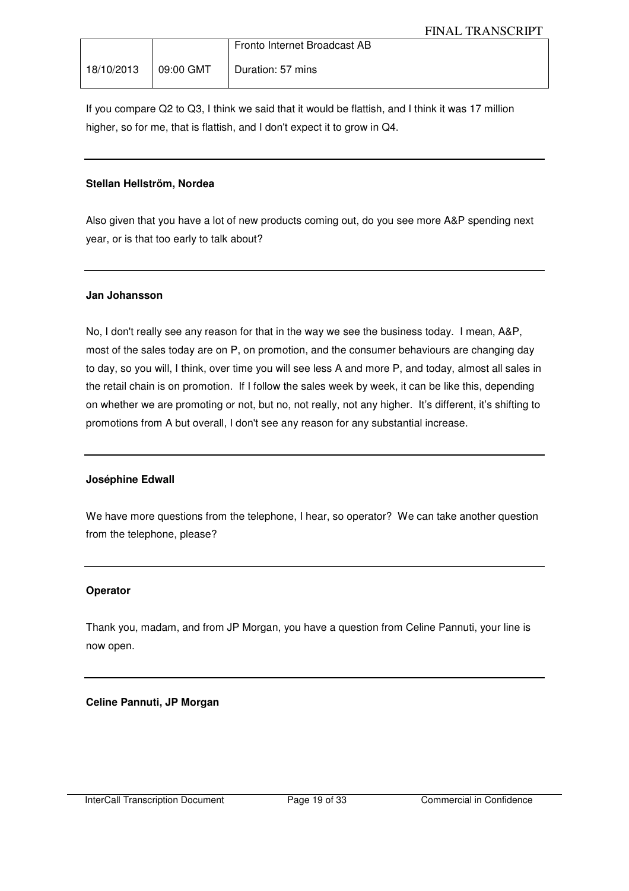If you compare Q2 to Q3, I think we said that it would be flattish, and I think it was 17 million higher, so for me, that is flattish, and I don't expect it to grow in Q4.

---

**Stellan Hellström, Nordea**

Also given that you have a lot of new products coming out, do you see more A&P spending next year, or is that too early to talk about?

---

**Jan Johansson**

No, I don't really see any reason for that in the way we see the business today. I mean, A&P, most of the sales today are on P, on promotion, and the consumer behaviours are changing day to day, so you will, I think, over time you will see less A and more P, and today, almost all sales in the retail chain is on promotion. If I follow the sales week by week, it can be like this, depending on whether we are promoting or not, but no, not really, not any higher. It's different, it's shifting to promotions from A but overall, I don't see any reason for any substantial increase.

---

**Joséphine Edwall**

We have more questions from the telephone, I hear, so operator? We can take another question from the telephone, please?

---

**Operator**

Thank you, madam, and from JP Morgan, you have a question from Celine Pannuti, your line is now open.

---

**Celine Pannuti, JP Morgan**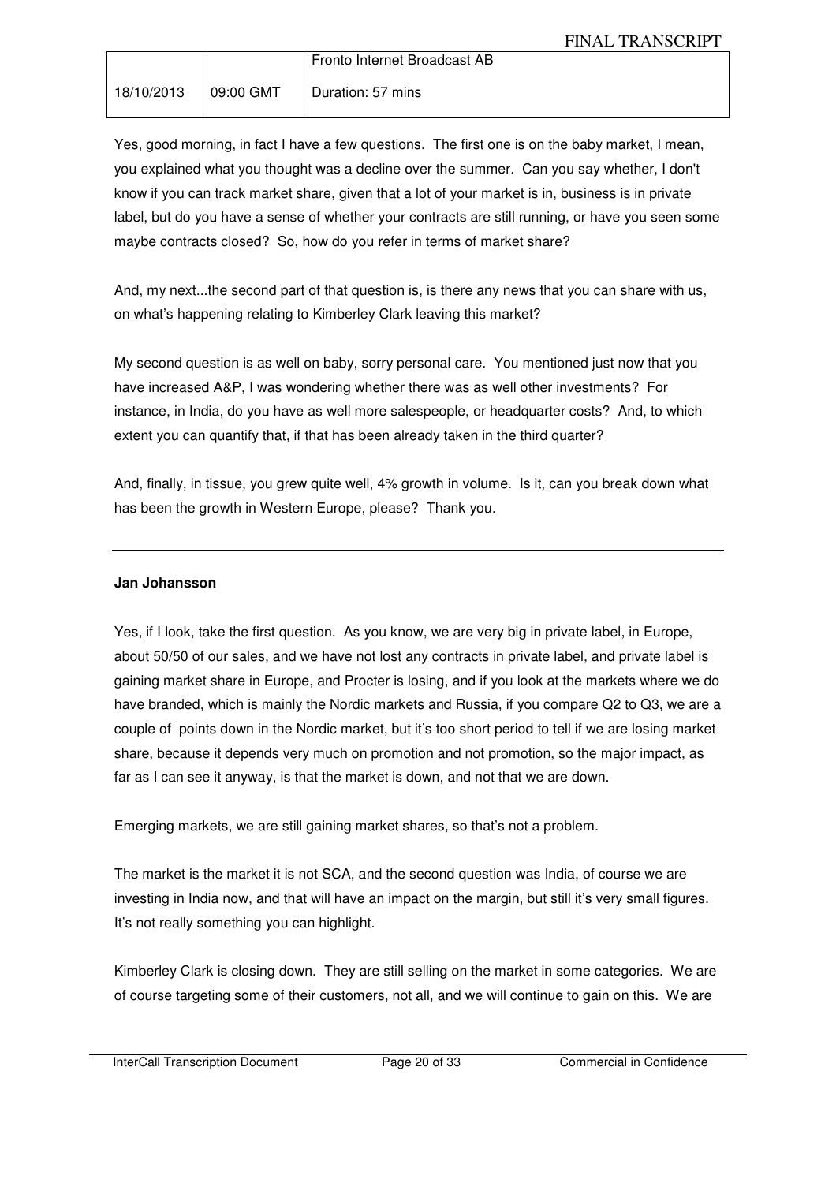Yes, good morning, in fact I have a few questions. The first one is on the baby market, I mean, you explained what you thought was a decline over the summer. Can you say whether, I don't know if you can track market share, given that a lot of your market is in, business is in private label, but do you have a sense of whether your contracts are still running, or have you seen some maybe contracts closed? So, how do you refer in terms of market share?

And, my next...the second part of that question is, is there any news that you can share with us, on what's happening relating to Kimberley Clark leaving this market?

My second question is as well on baby, sorry personal care. You mentioned just now that you have increased A&P, I was wondering whether there was as well other investments? For instance, in India, do you have as well more salespeople, or headquarter costs? And, to which extent you can quantify that, if that has been already taken in the third quarter?

And, finally, in tissue, you grew quite well, 4% growth in volume. Is it, can you break down what has been the growth in Western Europe, please? Thank you.

---

**Jan Johansson**

Yes, if I look, take the first question. As you know, we are very big in private label, in Europe, about 50/50 of our sales, and we have not lost any contracts in private label, and private label is gaining market share in Europe, and Procter is losing, and if you look at the markets where we do have branded, which is mainly the Nordic markets and Russia, if you compare Q2 to Q3, we are a couple of points down in the Nordic market, but it's too short period to tell if we are losing market share, because it depends very much on promotion and not promotion, so the major impact, as far as I can see it anyway, is that the market is down, and not that we are down.

Emerging markets, we are still gaining market shares, so that's not a problem.

The market is the market it is not SCA, and the second question was India, of course we are investing in India now, and that will have an impact on the margin, but still it's very small figures. It's not really something you can highlight.

Kimberley Clark is closing down. They are still selling on the market in some categories. We are of course targeting some of their customers, not all, and we will continue to gain on this. We are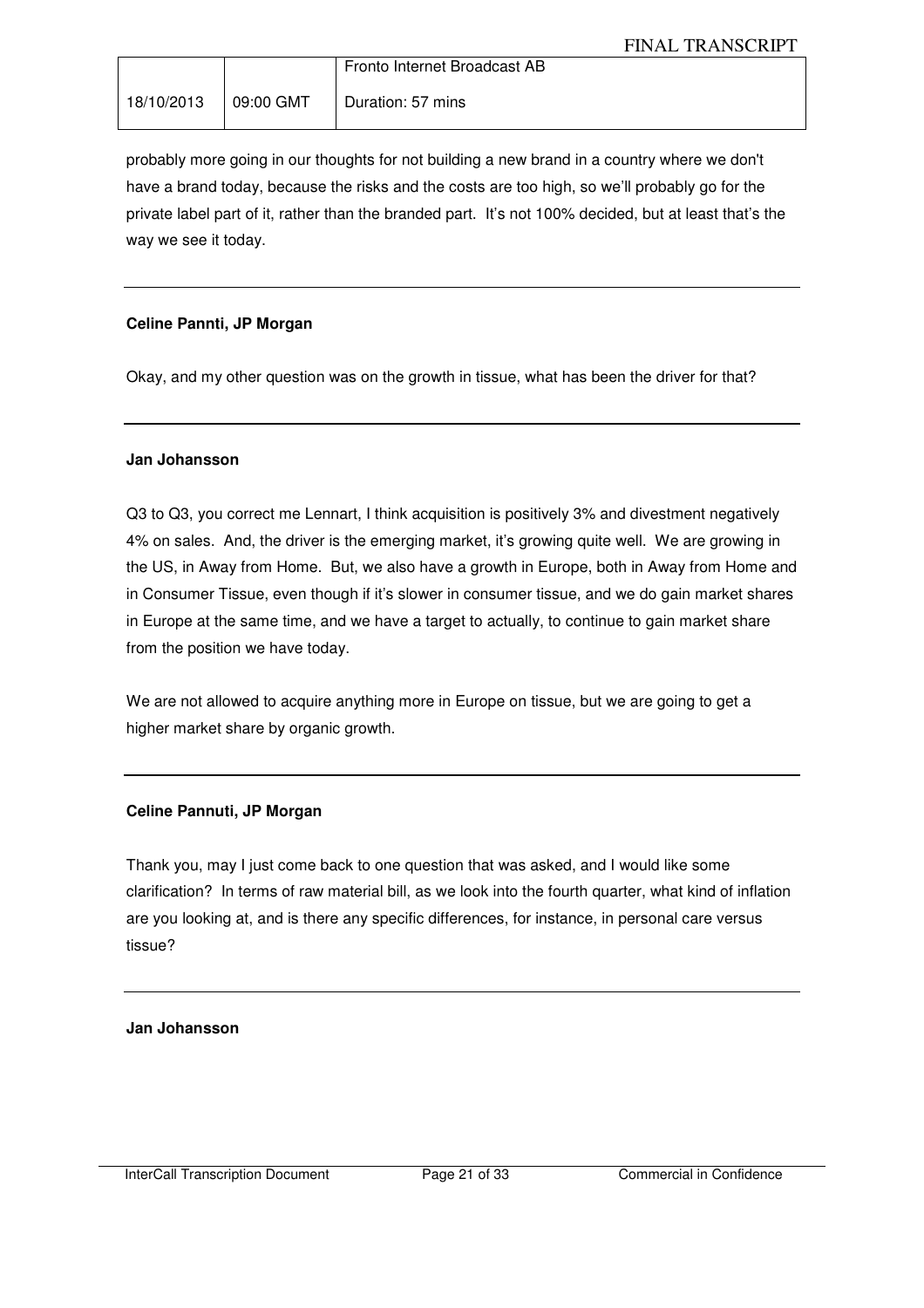probably more going in our thoughts for not building a new brand in a country where we don't have a brand today, because the risks and the costs are too high, so we'll probably go for the private label part of it, rather than the branded part. It's not 100% decided, but at least that's the way we see it today.

---

**Celine Pannti, JP Morgan**

Okay, and my other question was on the growth in tissue, what has been the driver for that?

---

**Jan Johansson**

Q3 to Q3, you correct me Lennart, I think acquisition is positively 3% and divestment negatively 4% on sales. And, the driver is the emerging market, it's growing quite well. We are growing in the US, in Away from Home. But, we also have a growth in Europe, both in Away from Home and in Consumer Tissue, even though if it's slower in consumer tissue, and we do gain market shares in Europe at the same time, and we have a target to actually, to continue to gain market share from the position we have today.

We are not allowed to acquire anything more in Europe on tissue, but we are going to get a higher market share by organic growth.

---

**Celine Pannuti, JP Morgan**

Thank you, may I just come back to one question that was asked, and I would like some clarification? In terms of raw material bill, as we look into the fourth quarter, what kind of inflation are you looking at, and is there any specific differences, for instance, in personal care versus tissue?

---

**Jan Johansson**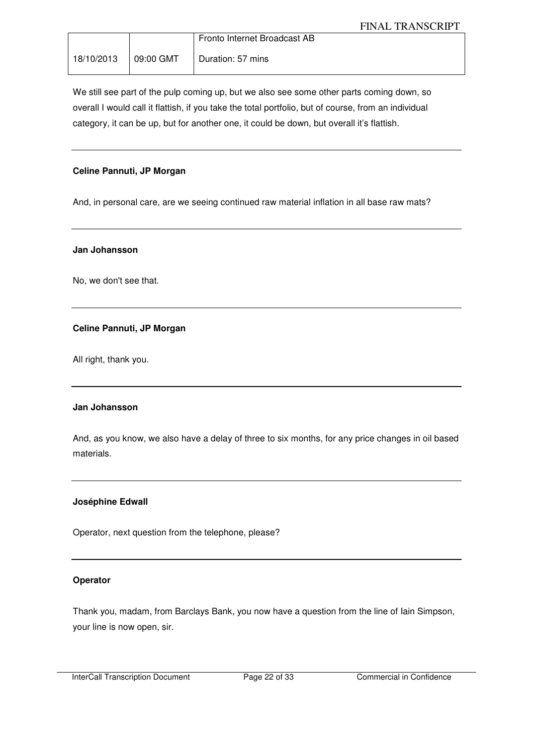We still see part of the pulp coming up, but we also see some other parts coming down, so overall I would call it flattish, if you take the total portfolio, but of course, from an individual category, it can be up, but for another one, it could be down, but overall it's flattish.

---

**Celine Pannuti, JP Morgan**

And, in personal care, are we seeing continued raw material inflation in all base raw mats?

---

**Jan Johansson**

No, we don't see that.

---

**Celine Pannuti, JP Morgan**

All right, thank you.

---

**Jan Johansson**

And, as you know, we also have a delay of three to six months, for any price changes in oil based materials.

---

**Joséphine Edwall**

Operator, next question from the telephone, please?

---

**Operator**

Thank you, madam, from Barclays Bank, you now have a question from the line of Iain Simpson, your line is now open, sir.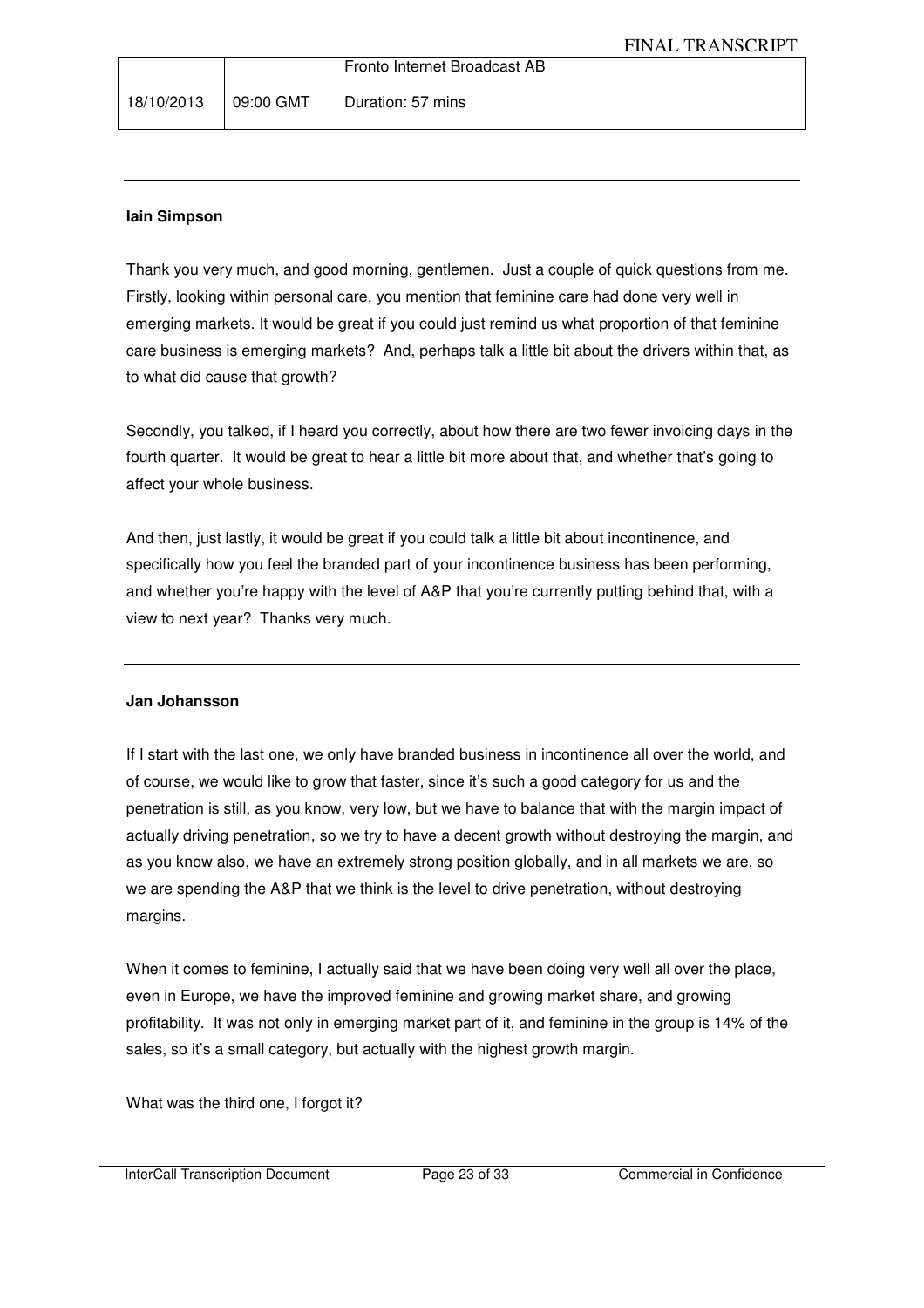**Iain Simpson**

Thank you very much, and good morning, gentlemen. Just a couple of quick questions from me. Firstly, looking within personal care, you mention that feminine care had done very well in emerging markets. It would be great if you could just remind us what proportion of that feminine care business is emerging markets? And, perhaps talk a little bit about the drivers within that, as to what did cause that growth?

Secondly, you talked, if I heard you correctly, about how there are two fewer invoicing days in the fourth quarter. It would be great to hear a little bit more about that, and whether that's going to affect your whole business.

And then, just lastly, it would be great if you could talk a little bit about incontinence, and specifically how you feel the branded part of your incontinence business has been performing, and whether you're happy with the level of A&P that you're currently putting behind that, with a view to next year? Thanks very much.

---

**Jan Johansson**

If I start with the last one, we only have branded business in incontinence all over the world, and of course, we would like to grow that faster, since it's such a good category for us and the penetration is still, as you know, very low, but we have to balance that with the margin impact of actually driving penetration, so we try to have a decent growth without destroying the margin, and as you know also, we have an extremely strong position globally, and in all markets we are, so we are spending the A&P that we think is the level to drive penetration, without destroying margins.

When it comes to feminine, I actually said that we have been doing very well all over the place, even in Europe, we have the improved feminine and growing market share, and growing profitability. It was not only in emerging market part of it, and feminine in the group is 14% of the sales, so it's a small category, but actually with the highest growth margin.

What was the third one, I forgot it?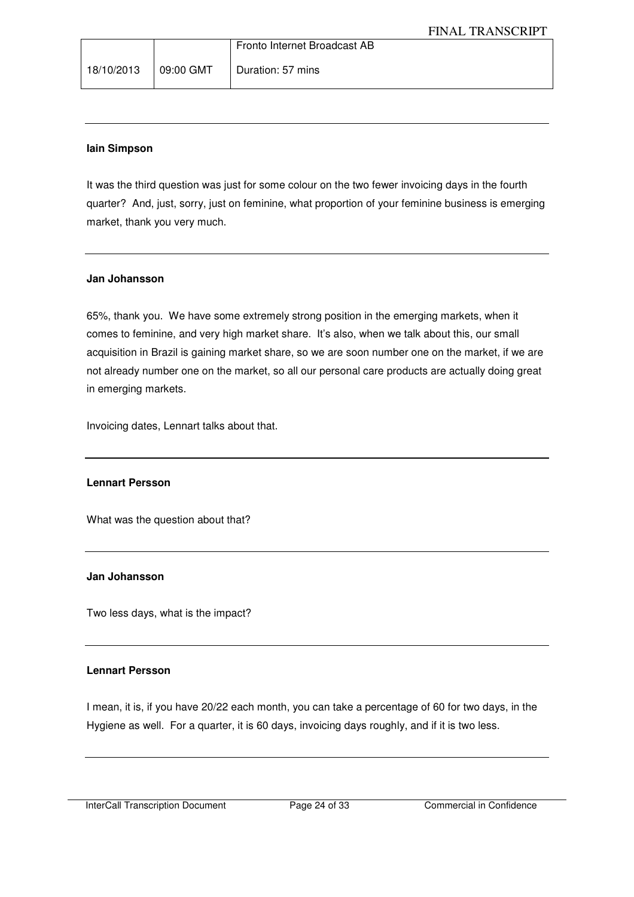**Iain Simpson**

It was the third question was just for some colour on the two fewer invoicing days in the fourth quarter? And, just, sorry, just on feminine, what proportion of your feminine business is emerging market, thank you very much.

---

**Jan Johansson**

65%, thank you. We have some extremely strong position in the emerging markets, when it comes to feminine, and very high market share. It's also, when we talk about this, our small acquisition in Brazil is gaining market share, so we are soon number one on the market, if we are not already number one on the market, so all our personal care products are actually doing great in emerging markets.

Invoicing dates, Lennart talks about that.

---

**Lennart Persson**

What was the question about that?

---

**Jan Johansson**

Two less days, what is the impact?

---

**Lennart Persson**

I mean, it is, if you have 20/22 each month, you can take a percentage of 60 for two days, in the Hygiene as well. For a quarter, it is 60 days, invoicing days roughly, and if it is two less.

---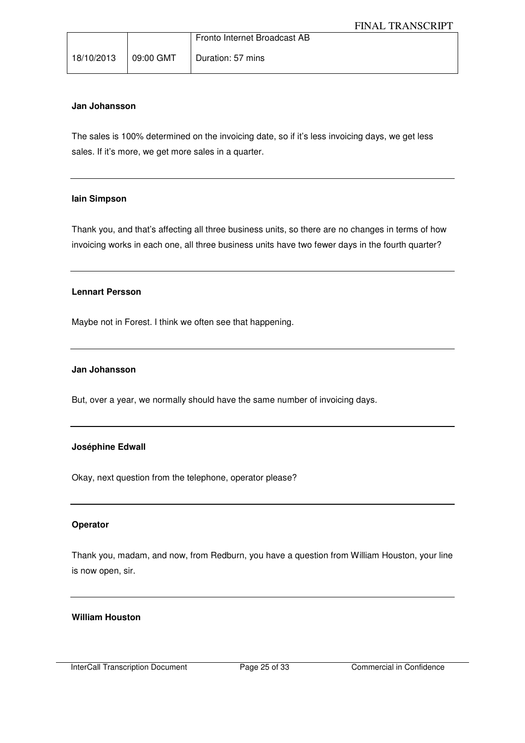**Jan Johansson**

The sales is 100% determined on the invoicing date, so if it's less invoicing days, we get less sales. If it's more, we get more sales in a quarter.

---

**Iain Simpson**

Thank you, and that's affecting all three business units, so there are no changes in terms of how invoicing works in each one, all three business units have two fewer days in the fourth quarter?

---

**Lennart Persson**

Maybe not in Forest. I think we often see that happening.

---

**Jan Johansson**

But, over a year, we normally should have the same number of invoicing days.

---

**Joséphine Edwall**

Okay, next question from the telephone, operator please?

---

**Operator**

Thank you, madam, and now, from Redburn, you have a question from William Houston, your line is now open, sir.

---

**William Houston**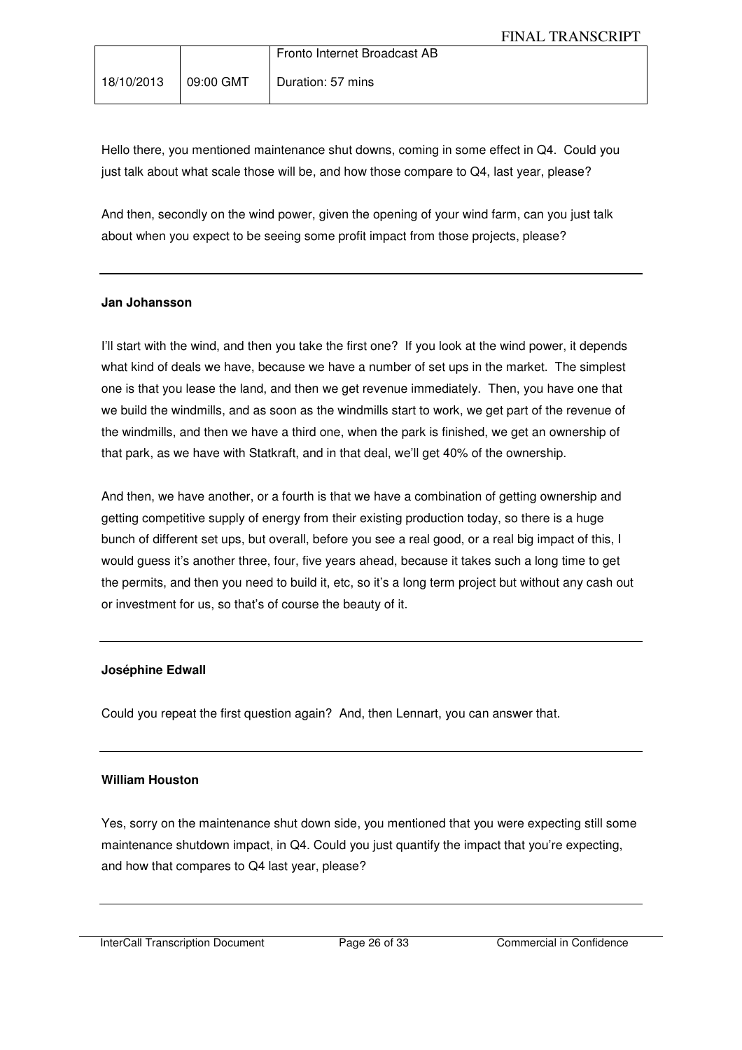Hello there, you mentioned maintenance shut downs, coming in some effect in Q4. Could you just talk about what scale those will be, and how those compare to Q4, last year, please?

And then, secondly on the wind power, given the opening of your wind farm, can you just talk about when you expect to be seeing some profit impact from those projects, please?

---

**Jan Johansson**

I'll start with the wind, and then you take the first one? If you look at the wind power, it depends what kind of deals we have, because we have a number of set ups in the market. The simplest one is that you lease the land, and then we get revenue immediately. Then, you have one that we build the windmills, and as soon as the windmills start to work, we get part of the revenue of the windmills, and then we have a third one, when the park is finished, we get an ownership of that park, as we have with Statkraft, and in that deal, we'll get 40% of the ownership.

And then, we have another, or a fourth is that we have a combination of getting ownership and getting competitive supply of energy from their existing production today, so there is a huge bunch of different set ups, but overall, before you see a real good, or a real big impact of this, I would guess it's another three, four, five years ahead, because it takes such a long time to get the permits, and then you need to build it, etc, so it's a long term project but without any cash out or investment for us, so that's of course the beauty of it.

---

**Joséphine Edwall**

Could you repeat the first question again? And, then Lennart, you can answer that.

---

**William Houston**

Yes, sorry on the maintenance shut down side, you mentioned that you were expecting still some maintenance shutdown impact, in Q4. Could you just quantify the impact that you're expecting, and how that compares to Q4 last year, please?

---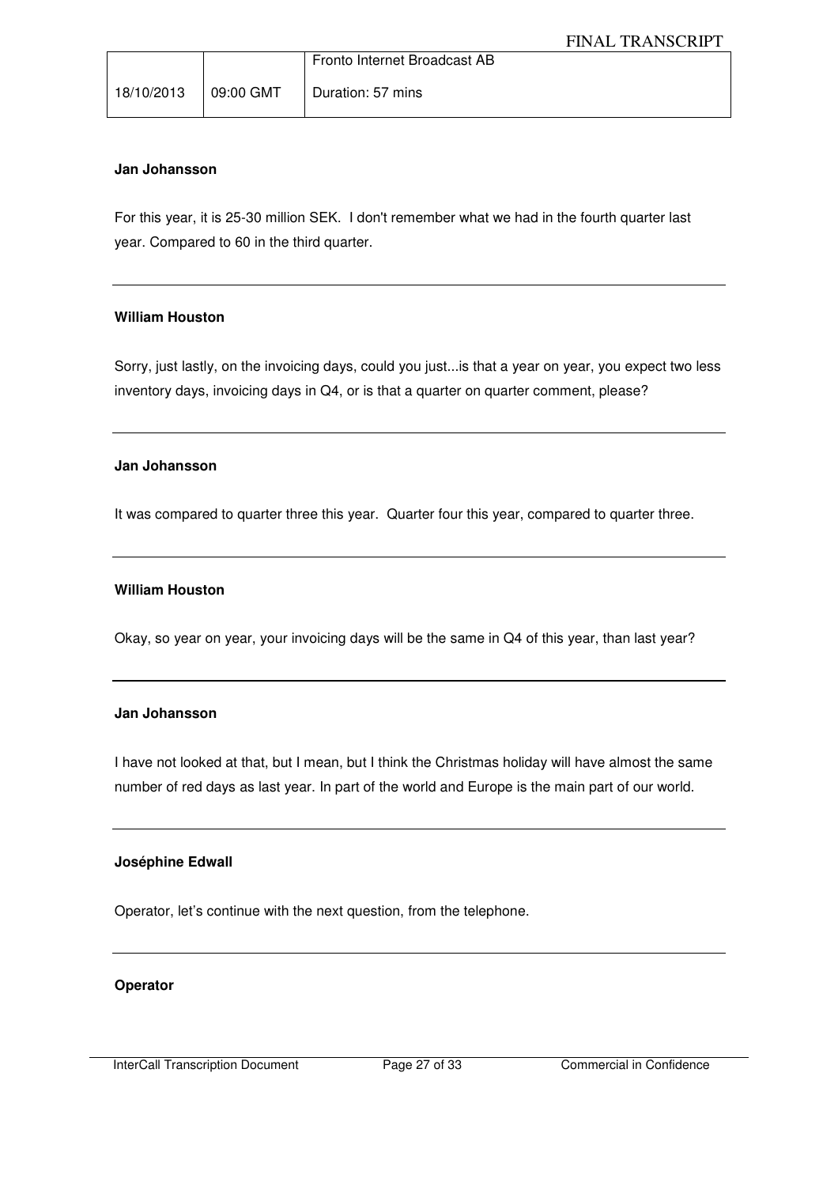**Jan Johansson**

For this year, it is 25-30 million SEK. I don't remember what we had in the fourth quarter last year. Compared to 60 in the third quarter.

---

**William Houston**

Sorry, just lastly, on the invoicing days, could you just...is that a year on year, you expect two less inventory days, invoicing days in Q4, or is that a quarter on quarter comment, please?

---

**Jan Johansson**

It was compared to quarter three this year. Quarter four this year, compared to quarter three.

---

**William Houston**

Okay, so year on year, your invoicing days will be the same in Q4 of this year, than last year?

---

**Jan Johansson**

I have not looked at that, but I mean, but I think the Christmas holiday will have almost the same number of red days as last year. In part of the world and Europe is the main part of our world.

---

**Joséphine Edwall**

Operator, let's continue with the next question, from the telephone.

---

**Operator**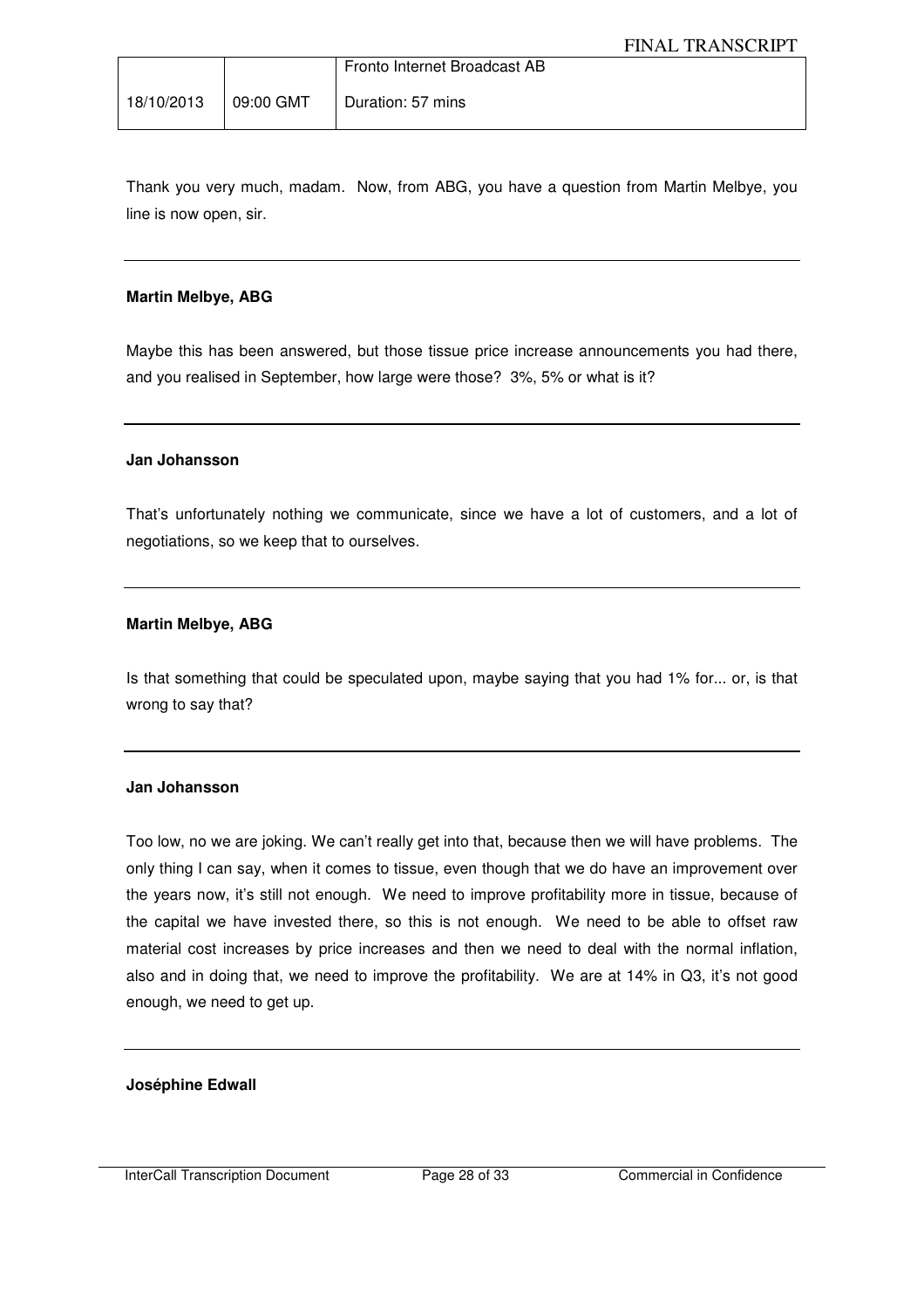Thank you very much, madam. Now, from ABG, you have a question from Martin Melbye, you line is now open, sir.

---

**Martin Melbye, ABG**

Maybe this has been answered, but those tissue price increase announcements you had there, and you realised in September, how large were those? 3%, 5% or what is it?

---

**Jan Johansson**

That's unfortunately nothing we communicate, since we have a lot of customers, and a lot of negotiations, so we keep that to ourselves.

---

**Martin Melbye, ABG**

Is that something that could be speculated upon, maybe saying that you had 1% for... or, is that wrong to say that?

---

**Jan Johansson**

Too low, no we are joking. We can't really get into that, because then we will have problems. The only thing I can say, when it comes to tissue, even though that we do have an improvement over the years now, it's still not enough. We need to improve profitability more in tissue, because of the capital we have invested there, so this is not enough. We need to be able to offset raw material cost increases by price increases and then we need to deal with the normal inflation, also and in doing that, we need to improve the profitability. We are at 14% in Q3, it's not good enough, we need to get up.

---

**Joséphine Edwall**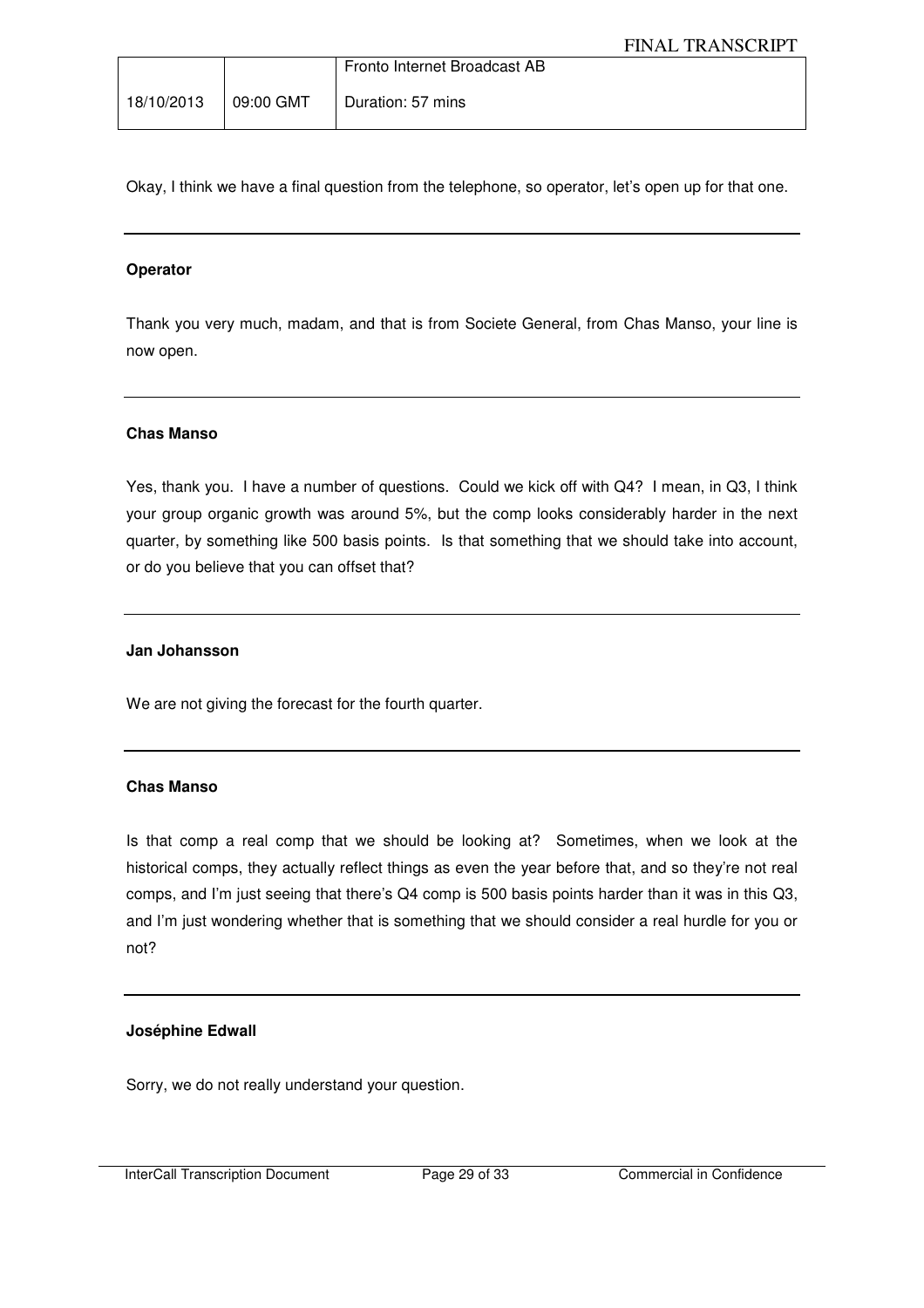Okay, I think we have a final question from the telephone, so operator, let's open up for that one.

---

**Operator**

Thank you very much, madam, and that is from Societe General, from Chas Manso, your line is now open.

---

**Chas Manso**

Yes, thank you. I have a number of questions. Could we kick off with Q4? I mean, in Q3, I think your group organic growth was around 5%, but the comp looks considerably harder in the next quarter, by something like 500 basis points. Is that something that we should take into account, or do you believe that you can offset that?

---

**Jan Johansson**

We are not giving the forecast for the fourth quarter.

---

**Chas Manso**

Is that comp a real comp that we should be looking at? Sometimes, when we look at the historical comps, they actually reflect things as even the year before that, and so they're not real comps, and I'm just seeing that there's Q4 comp is 500 basis points harder than it was in this Q3, and I'm just wondering whether that is something that we should consider a real hurdle for you or not?

---

**Joséphine Edwall**

Sorry, we do not really understand your question.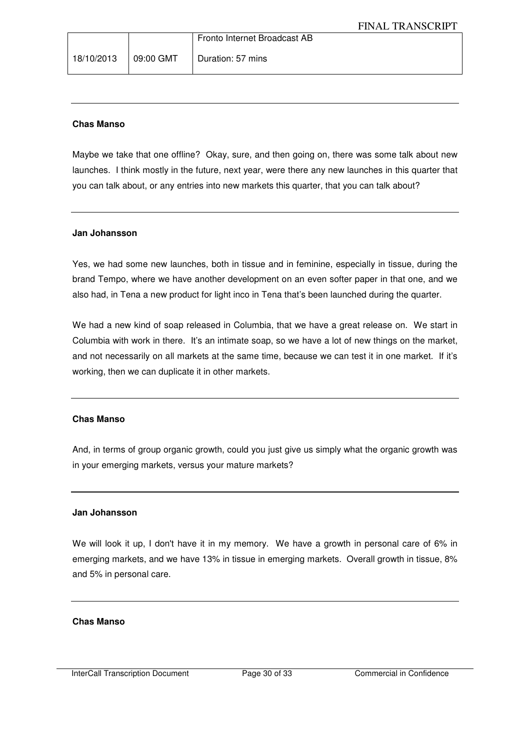**Chas Manso**

Maybe we take that one offline? Okay, sure, and then going on, there was some talk about new launches. I think mostly in the future, next year, were there any new launches in this quarter that you can talk about, or any entries into new markets this quarter, that you can talk about?

---

**Jan Johansson**

Yes, we had some new launches, both in tissue and in feminine, especially in tissue, during the brand Tempo, where we have another development on an even softer paper in that one, and we also had, in Tena a new product for light inco in Tena that's been launched during the quarter.

We had a new kind of soap released in Columbia, that we have a great release on. We start in Columbia with work in there. It's an intimate soap, so we have a lot of new things on the market, and not necessarily on all markets at the same time, because we can test it in one market. If it's working, then we can duplicate it in other markets.

---

**Chas Manso**

And, in terms of group organic growth, could you just give us simply what the organic growth was in your emerging markets, versus your mature markets?

---

**Jan Johansson**

We will look it up, I don't have it in my memory. We have a growth in personal care of 6% in emerging markets, and we have 13% in tissue in emerging markets. Overall growth in tissue, 8% and 5% in personal care.

---

**Chas Manso**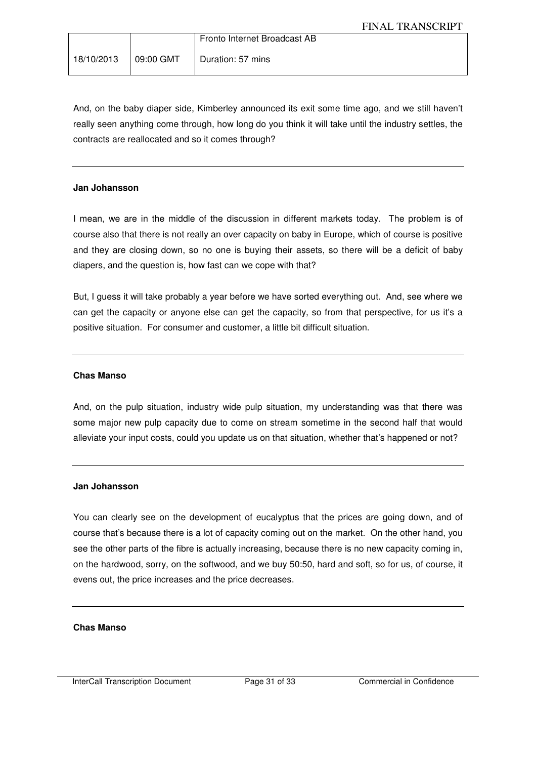And, on the baby diaper side, Kimberley announced its exit some time ago, and we still haven't really seen anything come through, how long do you think it will take until the industry settles, the contracts are reallocated and so it comes through?

---

**Jan Johansson**

I mean, we are in the middle of the discussion in different markets today. The problem is of course also that there is not really an over capacity on baby in Europe, which of course is positive and they are closing down, so no one is buying their assets, so there will be a deficit of baby diapers, and the question is, how fast can we cope with that?

But, I guess it will take probably a year before we have sorted everything out. And, see where we can get the capacity or anyone else can get the capacity, so from that perspective, for us it's a positive situation. For consumer and customer, a little bit difficult situation.

---

**Chas Manso**

And, on the pulp situation, industry wide pulp situation, my understanding was that there was some major new pulp capacity due to come on stream sometime in the second half that would alleviate your input costs, could you update us on that situation, whether that's happened or not?

---

**Jan Johansson**

You can clearly see on the development of eucalyptus that the prices are going down, and of course that's because there is a lot of capacity coming out on the market. On the other hand, you see the other parts of the fibre is actually increasing, because there is no new capacity coming in, on the hardwood, sorry, on the softwood, and we buy 50:50, hard and soft, so for us, of course, it evens out, the price increases and the price decreases.

---

**Chas Manso**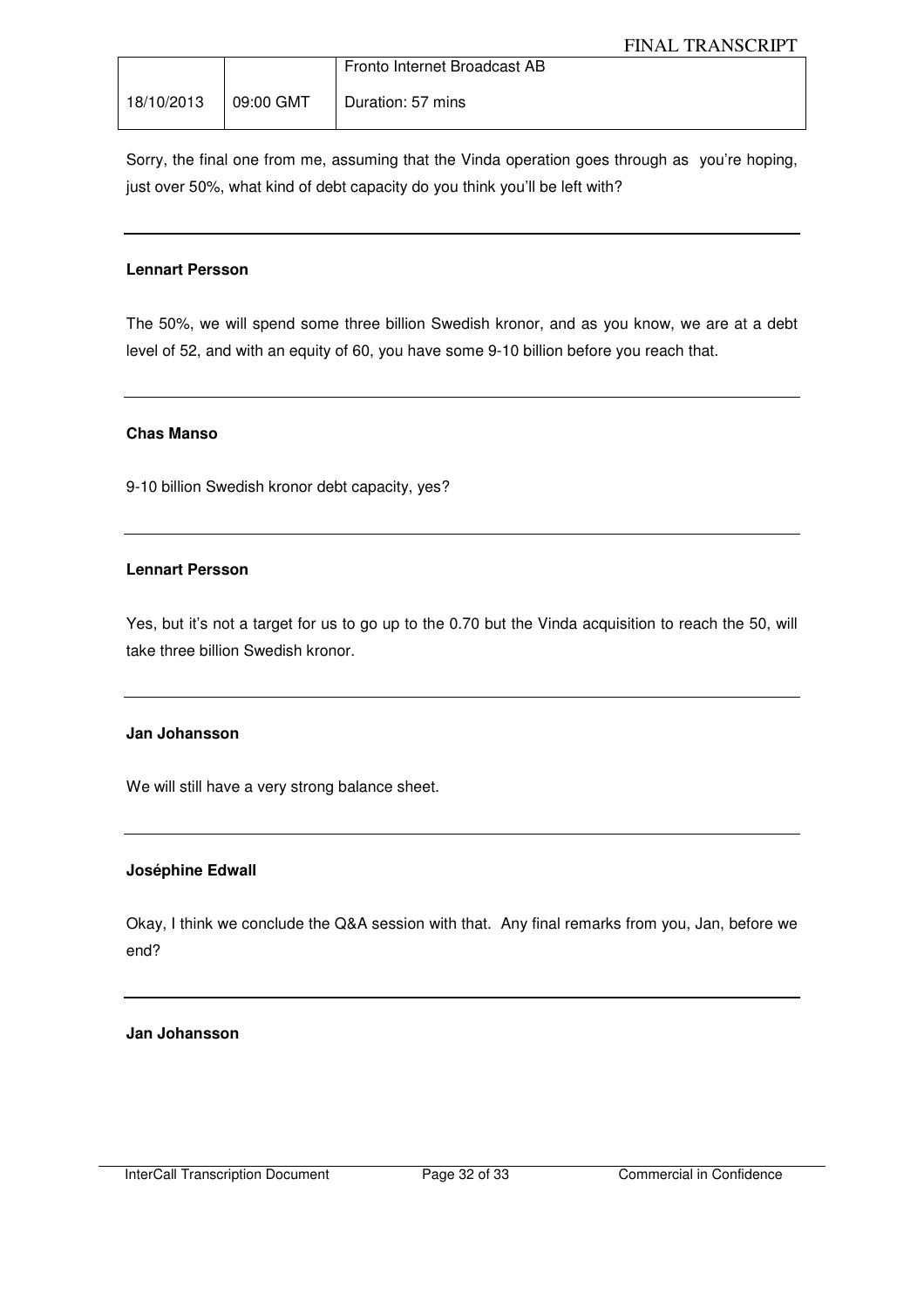Sorry, the final one from me, assuming that the Vinda operation goes through as you're hoping, just over 50%, what kind of debt capacity do you think you'll be left with?

---

**Lennart Persson**

The 50%, we will spend some three billion Swedish kronor, and as you know, we are at a debt level of 52, and with an equity of 60, you have some 9-10 billion before you reach that.

---

**Chas Manso**

9-10 billion Swedish kronor debt capacity, yes?

---

**Lennart Persson**

Yes, but it's not a target for us to go up to the 0.70 but the Vinda acquisition to reach the 50, will take three billion Swedish kronor.

---

**Jan Johansson**

We will still have a very strong balance sheet.

---

**Joséphine Edwall**

Okay, I think we conclude the Q&A session with that. Any final remarks from you, Jan, before we end?

---

**Jan Johansson**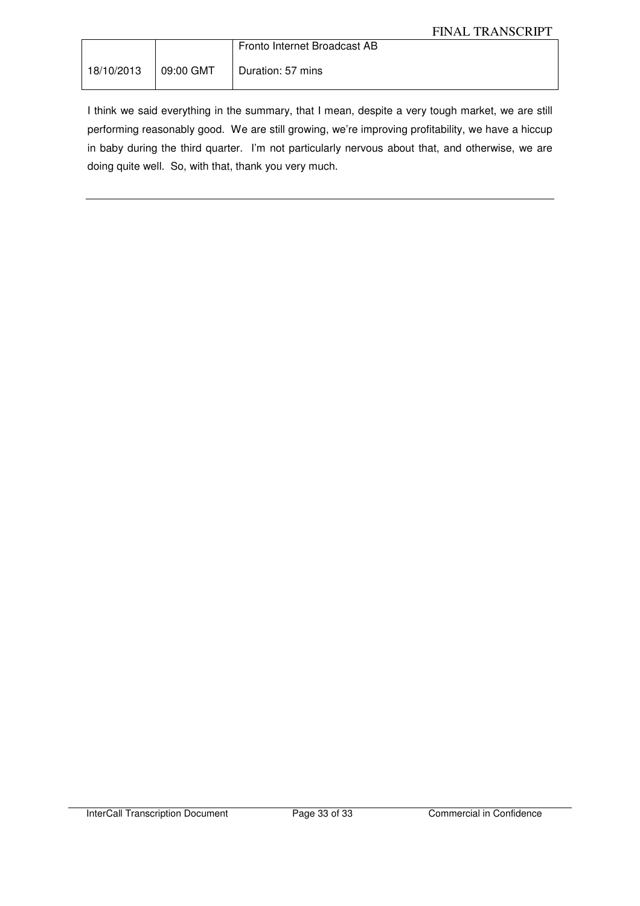I think we said everything in the summary, that I mean, despite a very tough market, we are still performing reasonably good. We are still growing, we're improving profitability, we have a hiccup in baby during the third quarter. I'm not particularly nervous about that, and otherwise, we are doing quite well. So, with that, thank you very much.

---